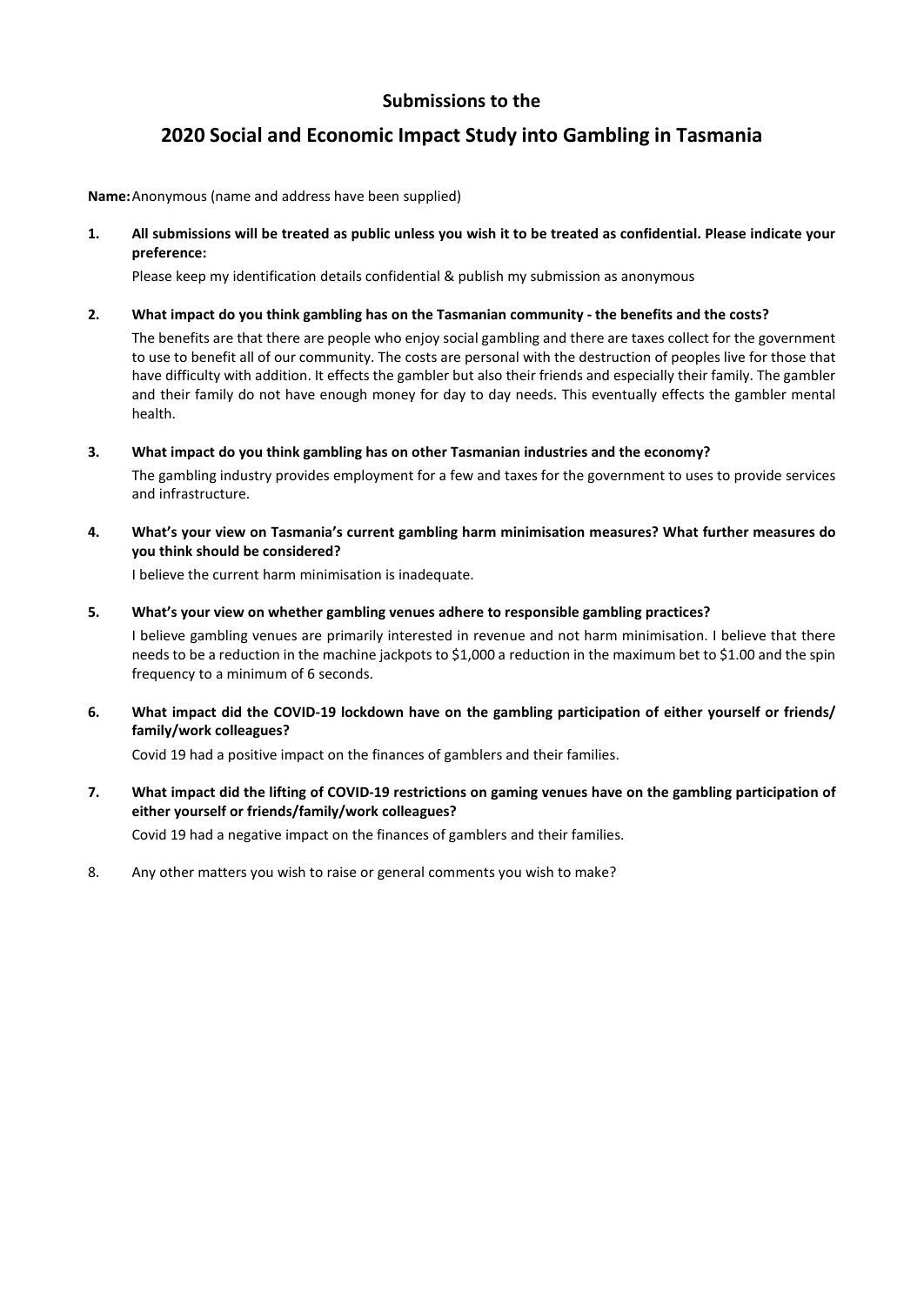**Submissions to the**

# 2020 Social and Economic Impact Study into Gambling in Tasmania

**Name:** Anonymous (name and address have been supplied)

1. **All submissions will be treated as public unless you wish it to be treated as confidential. Please indicate your preference:**

   Please keep my identification details confidential & publish my submission as anonymous

2. **What impact do you think gambling has on the Tasmanian community - the benefits and the costs?**

   The benefits are that there are people who enjoy social gambling and there are taxes collect for the government to use to benefit all of our community. The costs are personal with the destruction of peoples live for those that have difficulty with addition. It effects the gambler but also their friends and especially their family. The gambler and their family do not have enough money for day to day needs. This eventually effects the gambler mental health.

3. **What impact do you think gambling has on other Tasmanian industries and the economy?**

   The gambling industry provides employment for a few and taxes for the government to uses to provide services and infrastructure.

4. **What's your view on Tasmania's current gambling harm minimisation measures? What further measures do you think should be considered?**

   I believe the current harm minimisation is inadequate.

5. **What's your view on whether gambling venues adhere to responsible gambling practices?**

   I believe gambling venues are primarily interested in revenue and not harm minimisation. I believe that there needs to be a reduction in the machine jackpots to $1,000 a reduction in the maximum bet to $1.00 and the spin frequency to a minimum of 6 seconds.

6. **What impact did the COVID-19 lockdown have on the gambling participation of either yourself or friends/ family/work colleagues?**

   Covid 19 had a positive impact on the finances of gamblers and their families.

7. **What impact did the lifting of COVID-19 restrictions on gaming venues have on the gambling participation of either yourself or friends/family/work colleagues?**

   Covid 19 had a negative impact on the finances of gamblers and their families.

8. Any other matters you wish to raise or general comments you wish to make?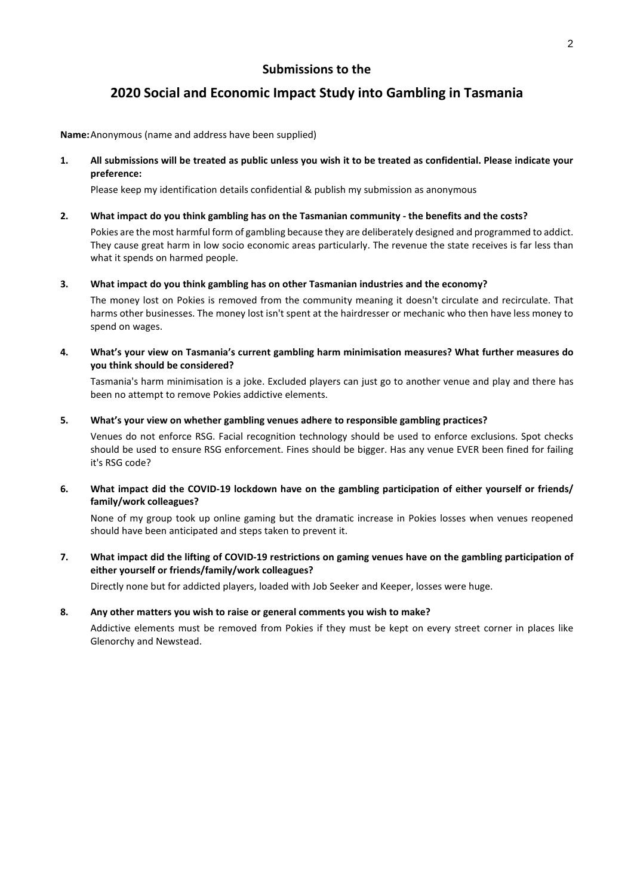## Submissions to the

# 2020 Social and Economic Impact Study into Gambling in Tasmania

**Name:** Anonymous (name and address have been supplied)

1. **All submissions will be treated as public unless you wish it to be treated as confidential. Please indicate your preference:**

   Please keep my identification details confidential & publish my submission as anonymous

2. **What impact do you think gambling has on the Tasmanian community - the benefits and the costs?**

   Pokies are the most harmful form of gambling because they are deliberately designed and programmed to addict. They cause great harm in low socio economic areas particularly. The revenue the state receives is far less than what it spends on harmed people.

3. **What impact do you think gambling has on other Tasmanian industries and the economy?**

   The money lost on Pokies is removed from the community meaning it doesn't circulate and recirculate. That harms other businesses. The money lost isn't spent at the hairdresser or mechanic who then have less money to spend on wages.

4. **What's your view on Tasmania's current gambling harm minimisation measures? What further measures do you think should be considered?**

   Tasmania's harm minimisation is a joke. Excluded players can just go to another venue and play and there has been no attempt to remove Pokies addictive elements.

5. **What's your view on whether gambling venues adhere to responsible gambling practices?**

   Venues do not enforce RSG. Facial recognition technology should be used to enforce exclusions. Spot checks should be used to ensure RSG enforcement. Fines should be bigger. Has any venue EVER been fined for failing it's RSG code?

6. **What impact did the COVID-19 lockdown have on the gambling participation of either yourself or friends/ family/work colleagues?**

   None of my group took up online gaming but the dramatic increase in Pokies losses when venues reopened should have been anticipated and steps taken to prevent it.

7. **What impact did the lifting of COVID-19 restrictions on gaming venues have on the gambling participation of either yourself or friends/family/work colleagues?**

   Directly none but for addicted players, loaded with Job Seeker and Keeper, losses were huge.

8. **Any other matters you wish to raise or general comments you wish to make?**

   Addictive elements must be removed from Pokies if they must be kept on every street corner in places like Glenorchy and Newstead.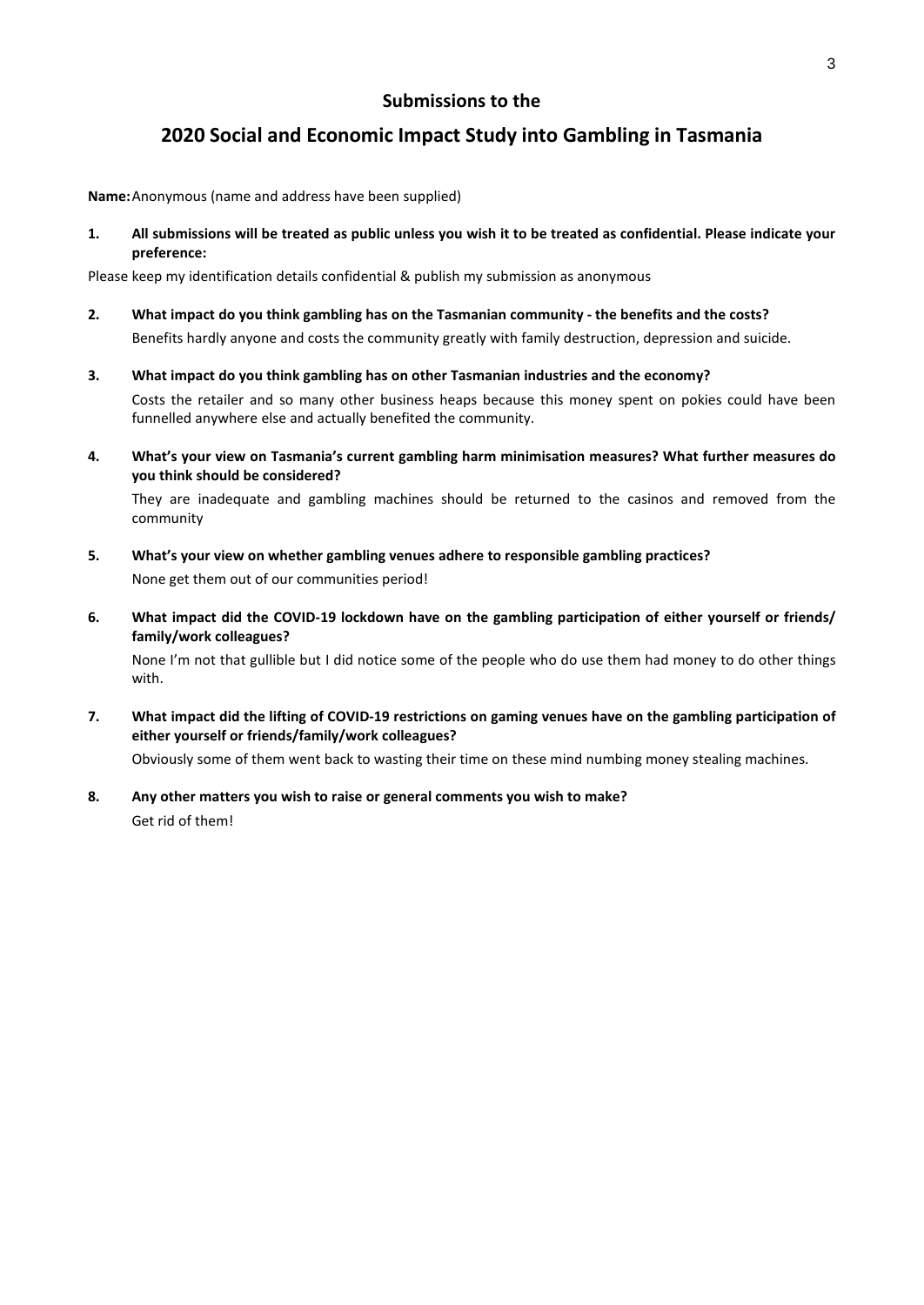## Submissions to the

# 2020 Social and Economic Impact Study into Gambling in Tasmania

**Name:** Anonymous (name and address have been supplied)

**1. All submissions will be treated as public unless you wish it to be treated as confidential. Please indicate your preference:**

Please keep my identification details confidential & publish my submission as anonymous

**2. What impact do you think gambling has on the Tasmanian community - the benefits and the costs?**

Benefits hardly anyone and costs the community greatly with family destruction, depression and suicide.

**3. What impact do you think gambling has on other Tasmanian industries and the economy?**

Costs the retailer and so many other business heaps because this money spent on pokies could have been funnelled anywhere else and actually benefited the community.

**4. What's your view on Tasmania's current gambling harm minimisation measures? What further measures do you think should be considered?**

They are inadequate and gambling machines should be returned to the casinos and removed from the community

**5. What's your view on whether gambling venues adhere to responsible gambling practices?**

None get them out of our communities period!

**6. What impact did the COVID-19 lockdown have on the gambling participation of either yourself or friends/ family/work colleagues?**

None I'm not that gullible but I did notice some of the people who do use them had money to do other things with.

**7. What impact did the lifting of COVID-19 restrictions on gaming venues have on the gambling participation of either yourself or friends/family/work colleagues?**

Obviously some of them went back to wasting their time on these mind numbing money stealing machines.

**8. Any other matters you wish to raise or general comments you wish to make?**

Get rid of them!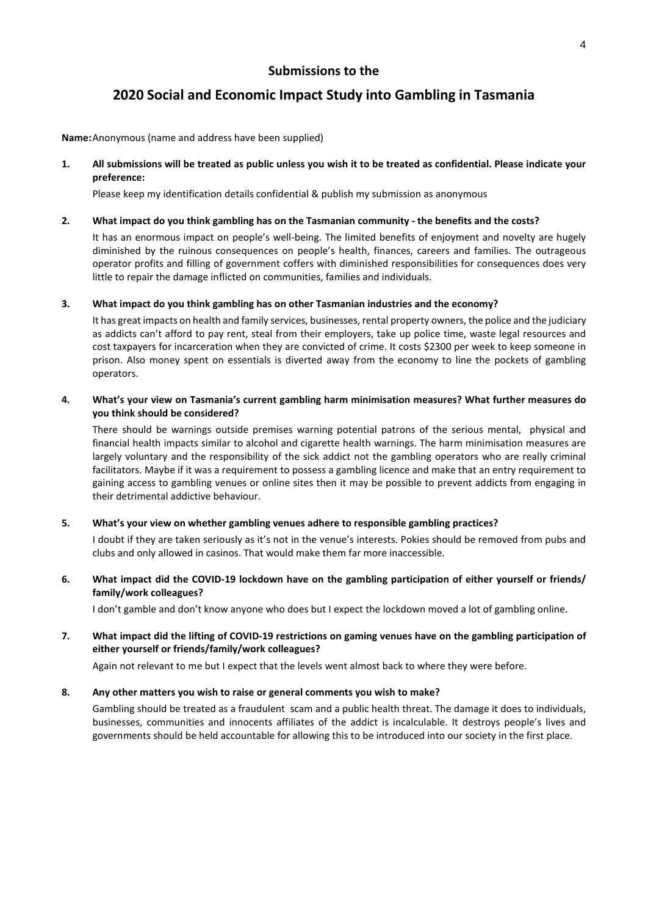## Submissions to the

## 2020 Social and Economic Impact Study into Gambling in Tasmania

**Name:** Anonymous (name and address have been supplied)

1. **All submissions will be treated as public unless you wish it to be treated as confidential. Please indicate your preference:**

   Please keep my identification details confidential & publish my submission as anonymous

2. **What impact do you think gambling has on the Tasmanian community - the benefits and the costs?**

   It has an enormous impact on people's well-being. The limited benefits of enjoyment and novelty are hugely diminished by the ruinous consequences on people's health, finances, careers and families. The outrageous operator profits and filling of government coffers with diminished responsibilities for consequences does very little to repair the damage inflicted on communities, families and individuals.

3. **What impact do you think gambling has on other Tasmanian industries and the economy?**

   It has great impacts on health and family services, businesses, rental property owners, the police and the judiciary as addicts can't afford to pay rent, steal from their employers, take up police time, waste legal resources and cost taxpayers for incarceration when they are convicted of crime. It costs $2300 per week to keep someone in prison. Also money spent on essentials is diverted away from the economy to line the pockets of gambling operators.

4. **What's your view on Tasmania's current gambling harm minimisation measures? What further measures do you think should be considered?**

   There should be warnings outside premises warning potential patrons of the serious mental, physical and financial health impacts similar to alcohol and cigarette health warnings. The harm minimisation measures are largely voluntary and the responsibility of the sick addict not the gambling operators who are really criminal facilitators. Maybe if it was a requirement to possess a gambling licence and make that an entry requirement to gaining access to gambling venues or online sites then it may be possible to prevent addicts from engaging in their detrimental addictive behaviour.

5. **What's your view on whether gambling venues adhere to responsible gambling practices?**

   I doubt if they are taken seriously as it's not in the venue's interests. Pokies should be removed from pubs and clubs and only allowed in casinos. That would make them far more inaccessible.

6. **What impact did the COVID-19 lockdown have on the gambling participation of either yourself or friends/ family/work colleagues?**

   I don't gamble and don't know anyone who does but I expect the lockdown moved a lot of gambling online.

7. **What impact did the lifting of COVID-19 restrictions on gaming venues have on the gambling participation of either yourself or friends/family/work colleagues?**

   Again not relevant to me but I expect that the levels went almost back to where they were before.

8. **Any other matters you wish to raise or general comments you wish to make?**

   Gambling should be treated as a fraudulent scam and a public health threat. The damage it does to individuals, businesses, communities and innocents affiliates of the addict is incalculable. It destroys people's lives and governments should be held accountable for allowing this to be introduced into our society in the first place.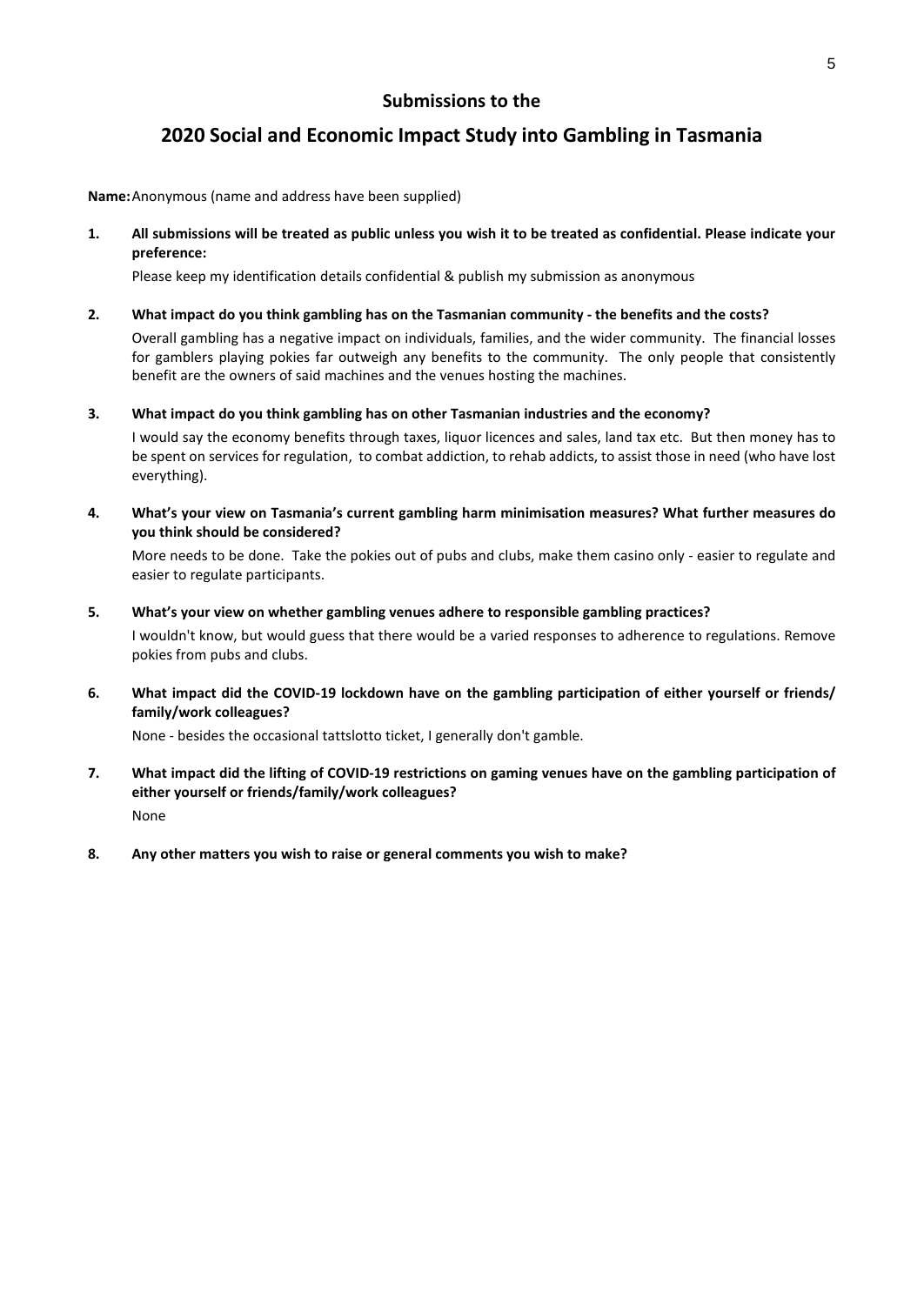## Submissions to the

# 2020 Social and Economic Impact Study into Gambling in Tasmania

**Name:** Anonymous (name and address have been supplied)

**1. All submissions will be treated as public unless you wish it to be treated as confidential. Please indicate your preference:**

Please keep my identification details confidential & publish my submission as anonymous

**2. What impact do you think gambling has on the Tasmanian community - the benefits and the costs?**

Overall gambling has a negative impact on individuals, families, and the wider community. The financial losses for gamblers playing pokies far outweigh any benefits to the community. The only people that consistently benefit are the owners of said machines and the venues hosting the machines.

**3. What impact do you think gambling has on other Tasmanian industries and the economy?**

I would say the economy benefits through taxes, liquor licences and sales, land tax etc. But then money has to be spent on services for regulation, to combat addiction, to rehab addicts, to assist those in need (who have lost everything).

**4. What's your view on Tasmania's current gambling harm minimisation measures? What further measures do you think should be considered?**

More needs to be done. Take the pokies out of pubs and clubs, make them casino only - easier to regulate and easier to regulate participants.

**5. What's your view on whether gambling venues adhere to responsible gambling practices?**

I wouldn't know, but would guess that there would be a varied responses to adherence to regulations. Remove pokies from pubs and clubs.

**6. What impact did the COVID-19 lockdown have on the gambling participation of either yourself or friends/ family/work colleagues?**

None - besides the occasional tattslotto ticket, I generally don't gamble.

**7. What impact did the lifting of COVID-19 restrictions on gaming venues have on the gambling participation of either yourself or friends/family/work colleagues?**

None

**8. Any other matters you wish to raise or general comments you wish to make?**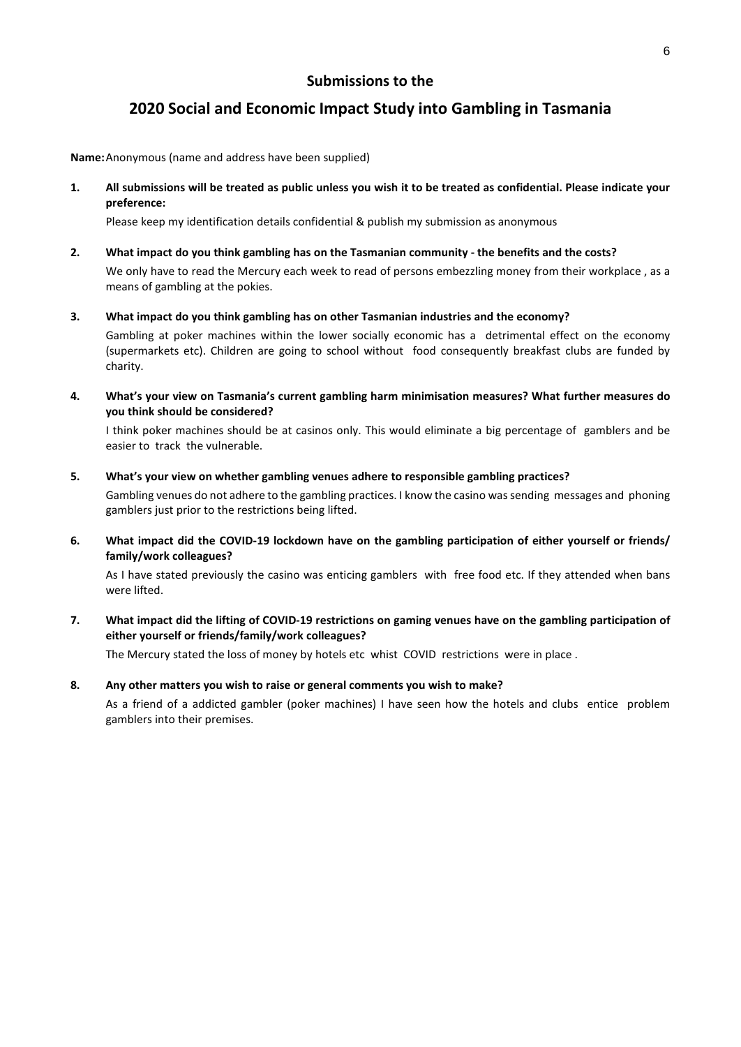## Submissions to the

# 2020 Social and Economic Impact Study into Gambling in Tasmania

**Name:** Anonymous (name and address have been supplied)

1. **All submissions will be treated as public unless you wish it to be treated as confidential. Please indicate your preference:**

   Please keep my identification details confidential & publish my submission as anonymous

2. **What impact do you think gambling has on the Tasmanian community - the benefits and the costs?**

   We only have to read the Mercury each week to read of persons embezzling money from their workplace , as a means of gambling at the pokies.

3. **What impact do you think gambling has on other Tasmanian industries and the economy?**

   Gambling at poker machines within the lower socially economic has a detrimental effect on the economy (supermarkets etc). Children are going to school without food consequently breakfast clubs are funded by charity.

4. **What's your view on Tasmania's current gambling harm minimisation measures? What further measures do you think should be considered?**

   I think poker machines should be at casinos only. This would eliminate a big percentage of gamblers and be easier to track the vulnerable.

5. **What's your view on whether gambling venues adhere to responsible gambling practices?**

   Gambling venues do not adhere to the gambling practices. I know the casino was sending messages and phoning gamblers just prior to the restrictions being lifted.

6. **What impact did the COVID-19 lockdown have on the gambling participation of either yourself or friends/ family/work colleagues?**

   As I have stated previously the casino was enticing gamblers with free food etc. If they attended when bans were lifted.

7. **What impact did the lifting of COVID-19 restrictions on gaming venues have on the gambling participation of either yourself or friends/family/work colleagues?**

   The Mercury stated the loss of money by hotels etc whist COVID restrictions were in place .

8. **Any other matters you wish to raise or general comments you wish to make?**

   As a friend of a addicted gambler (poker machines) I have seen how the hotels and clubs entice problem gamblers into their premises.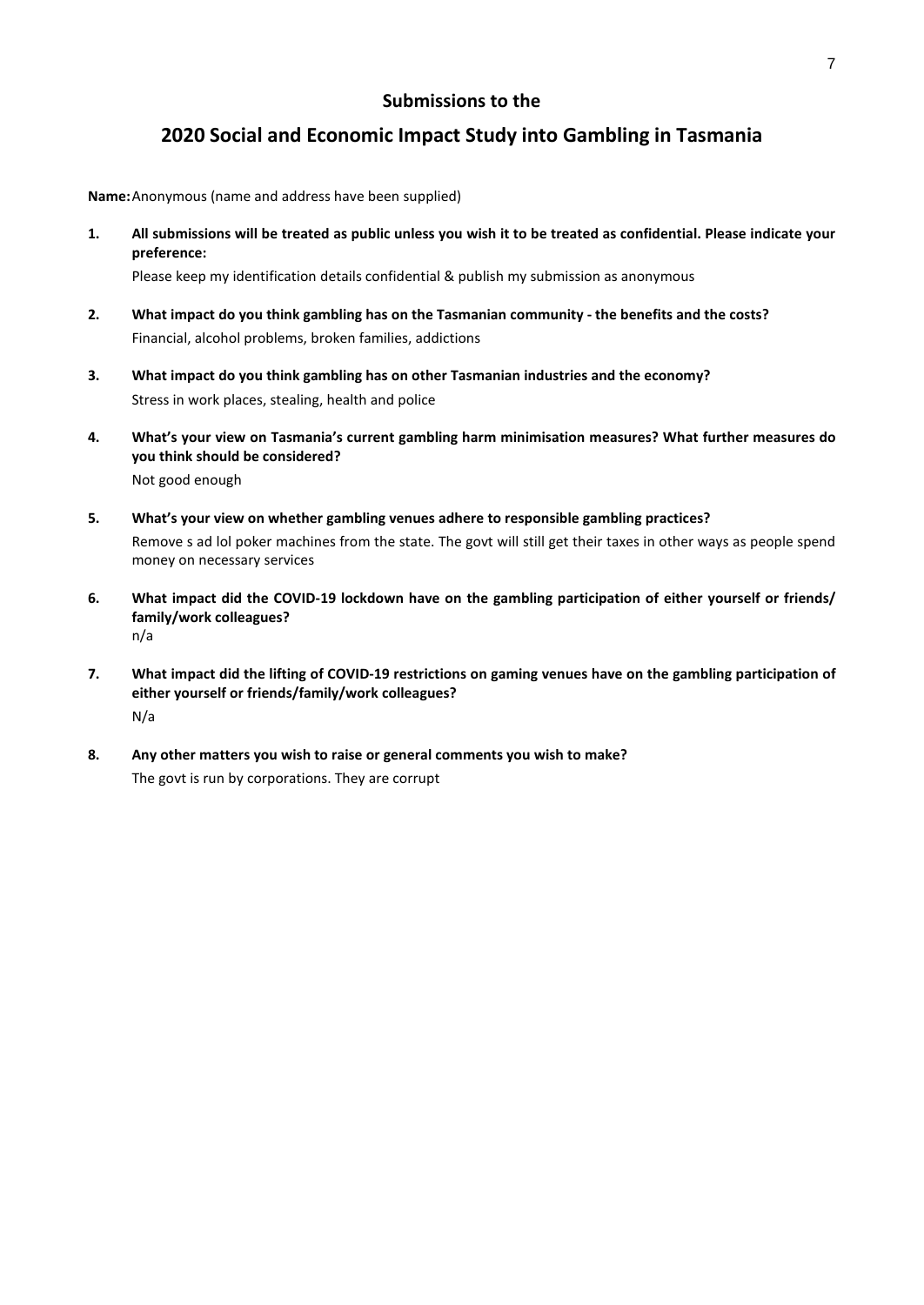## Submissions to the

# 2020 Social and Economic Impact Study into Gambling in Tasmania

**Name:** Anonymous (name and address have been supplied)

1. **All submissions will be treated as public unless you wish it to be treated as confidential. Please indicate your preference:**

   Please keep my identification details confidential & publish my submission as anonymous

2. **What impact do you think gambling has on the Tasmanian community - the benefits and the costs?**

   Financial, alcohol problems, broken families, addictions

3. **What impact do you think gambling has on other Tasmanian industries and the economy?**

   Stress in work places, stealing, health and police

4. **What's your view on Tasmania's current gambling harm minimisation measures? What further measures do you think should be considered?**

   Not good enough

5. **What's your view on whether gambling venues adhere to responsible gambling practices?**

   Remove s ad lol poker machines from the state. The govt will still get their taxes in other ways as people spend money on necessary services

6. **What impact did the COVID-19 lockdown have on the gambling participation of either yourself or friends/ family/work colleagues?**

   n/a

7. **What impact did the lifting of COVID-19 restrictions on gaming venues have on the gambling participation of either yourself or friends/family/work colleagues?**

   N/a

8. **Any other matters you wish to raise or general comments you wish to make?**

   The govt is run by corporations. They are corrupt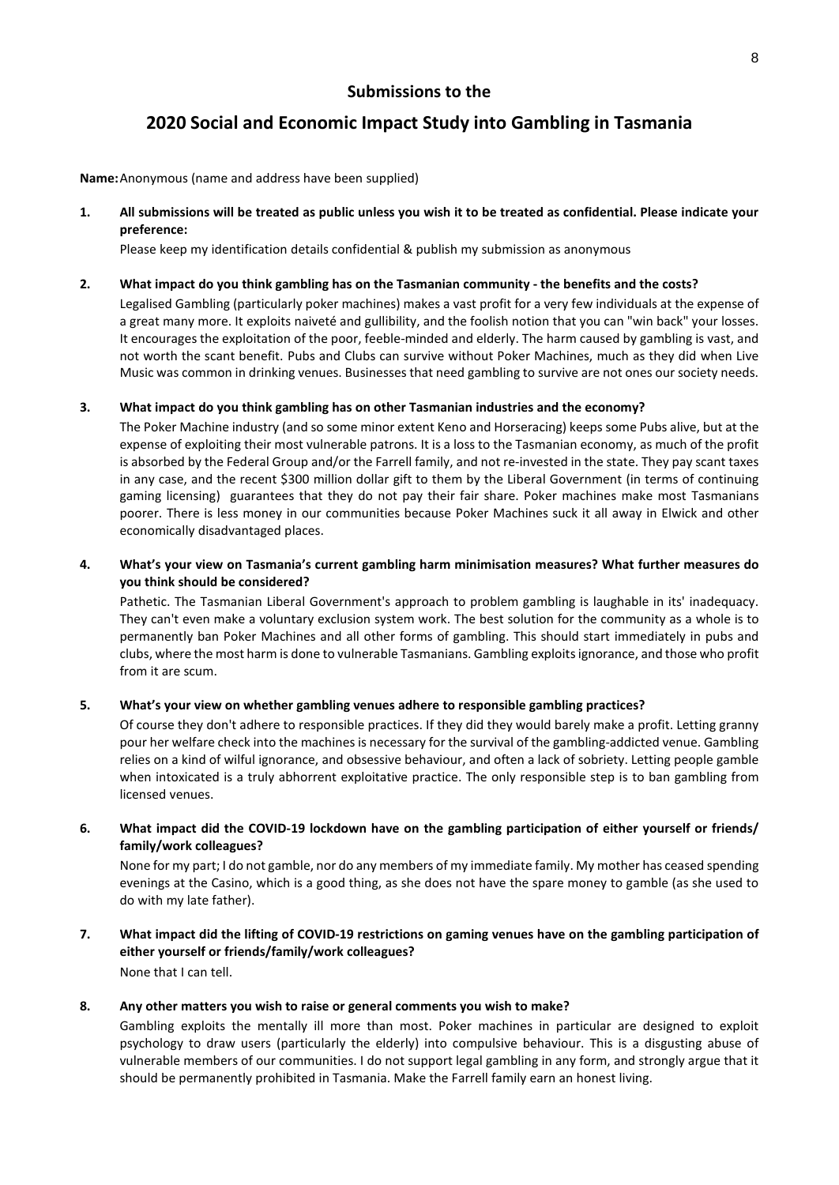## Submissions to the

# 2020 Social and Economic Impact Study into Gambling in Tasmania

**Name:** Anonymous (name and address have been supplied)

1. **All submissions will be treated as public unless you wish it to be treated as confidential. Please indicate your preference:**

   Please keep my identification details confidential & publish my submission as anonymous

2. **What impact do you think gambling has on the Tasmanian community - the benefits and the costs?**

   Legalised Gambling (particularly poker machines) makes a vast profit for a very few individuals at the expense of a great many more. It exploits naiveté and gullibility, and the foolish notion that you can "win back" your losses. It encourages the exploitation of the poor, feeble-minded and elderly. The harm caused by gambling is vast, and not worth the scant benefit. Pubs and Clubs can survive without Poker Machines, much as they did when Live Music was common in drinking venues. Businesses that need gambling to survive are not ones our society needs.

3. **What impact do you think gambling has on other Tasmanian industries and the economy?**

   The Poker Machine industry (and so some minor extent Keno and Horseracing) keeps some Pubs alive, but at the expense of exploiting their most vulnerable patrons. It is a loss to the Tasmanian economy, as much of the profit is absorbed by the Federal Group and/or the Farrell family, and not re-invested in the state. They pay scant taxes in any case, and the recent $300 million dollar gift to them by the Liberal Government (in terms of continuing gaming licensing) guarantees that they do not pay their fair share. Poker machines make most Tasmanians poorer. There is less money in our communities because Poker Machines suck it all away in Elwick and other economically disadvantaged places.

4. **What's your view on Tasmania's current gambling harm minimisation measures? What further measures do you think should be considered?**

   Pathetic. The Tasmanian Liberal Government's approach to problem gambling is laughable in its' inadequacy. They can't even make a voluntary exclusion system work. The best solution for the community as a whole is to permanently ban Poker Machines and all other forms of gambling. This should start immediately in pubs and clubs, where the most harm is done to vulnerable Tasmanians. Gambling exploits ignorance, and those who profit from it are scum.

5. **What's your view on whether gambling venues adhere to responsible gambling practices?**

   Of course they don't adhere to responsible practices. If they did they would barely make a profit. Letting granny pour her welfare check into the machines is necessary for the survival of the gambling-addicted venue. Gambling relies on a kind of wilful ignorance, and obsessive behaviour, and often a lack of sobriety. Letting people gamble when intoxicated is a truly abhorrent exploitative practice. The only responsible step is to ban gambling from licensed venues.

6. **What impact did the COVID-19 lockdown have on the gambling participation of either yourself or friends/ family/work colleagues?**

   None for my part; I do not gamble, nor do any members of my immediate family. My mother has ceased spending evenings at the Casino, which is a good thing, as she does not have the spare money to gamble (as she used to do with my late father).

7. **What impact did the lifting of COVID-19 restrictions on gaming venues have on the gambling participation of either yourself or friends/family/work colleagues?**

   None that I can tell.

8. **Any other matters you wish to raise or general comments you wish to make?**

   Gambling exploits the mentally ill more than most. Poker machines in particular are designed to exploit psychology to draw users (particularly the elderly) into compulsive behaviour. This is a disgusting abuse of vulnerable members of our communities. I do not support legal gambling in any form, and strongly argue that it should be permanently prohibited in Tasmania. Make the Farrell family earn an honest living.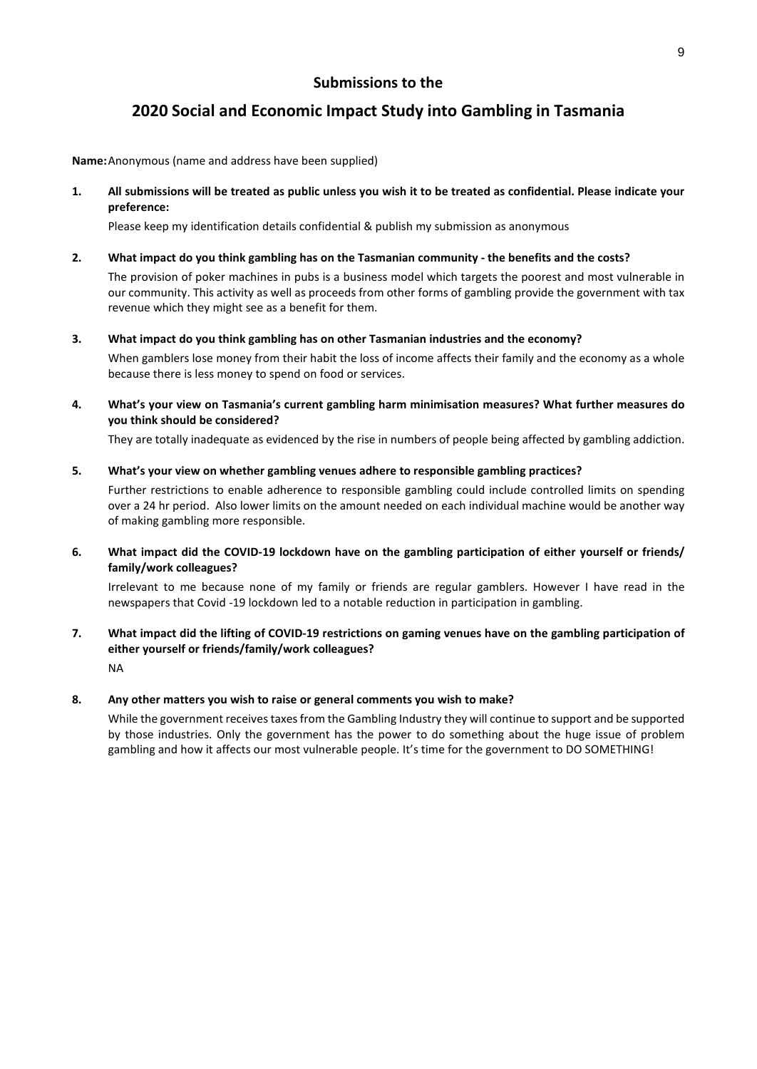## Submissions to the

# 2020 Social and Economic Impact Study into Gambling in Tasmania

**Name:** Anonymous (name and address have been supplied)

**1. All submissions will be treated as public unless you wish it to be treated as confidential. Please indicate your preference:**

Please keep my identification details confidential & publish my submission as anonymous

**2. What impact do you think gambling has on the Tasmanian community - the benefits and the costs?**

The provision of poker machines in pubs is a business model which targets the poorest and most vulnerable in our community. This activity as well as proceeds from other forms of gambling provide the government with tax revenue which they might see as a benefit for them.

**3. What impact do you think gambling has on other Tasmanian industries and the economy?**

When gamblers lose money from their habit the loss of income affects their family and the economy as a whole because there is less money to spend on food or services.

**4. What's your view on Tasmania's current gambling harm minimisation measures? What further measures do you think should be considered?**

They are totally inadequate as evidenced by the rise in numbers of people being affected by gambling addiction.

**5. What's your view on whether gambling venues adhere to responsible gambling practices?**

Further restrictions to enable adherence to responsible gambling could include controlled limits on spending over a 24 hr period. Also lower limits on the amount needed on each individual machine would be another way of making gambling more responsible.

**6. What impact did the COVID-19 lockdown have on the gambling participation of either yourself or friends/ family/work colleagues?**

Irrelevant to me because none of my family or friends are regular gamblers. However I have read in the newspapers that Covid -19 lockdown led to a notable reduction in participation in gambling.

**7. What impact did the lifting of COVID-19 restrictions on gaming venues have on the gambling participation of either yourself or friends/family/work colleagues?**

NA

**8. Any other matters you wish to raise or general comments you wish to make?**

While the government receives taxes from the Gambling Industry they will continue to support and be supported by those industries. Only the government has the power to do something about the huge issue of problem gambling and how it affects our most vulnerable people. It's time for the government to DO SOMETHING!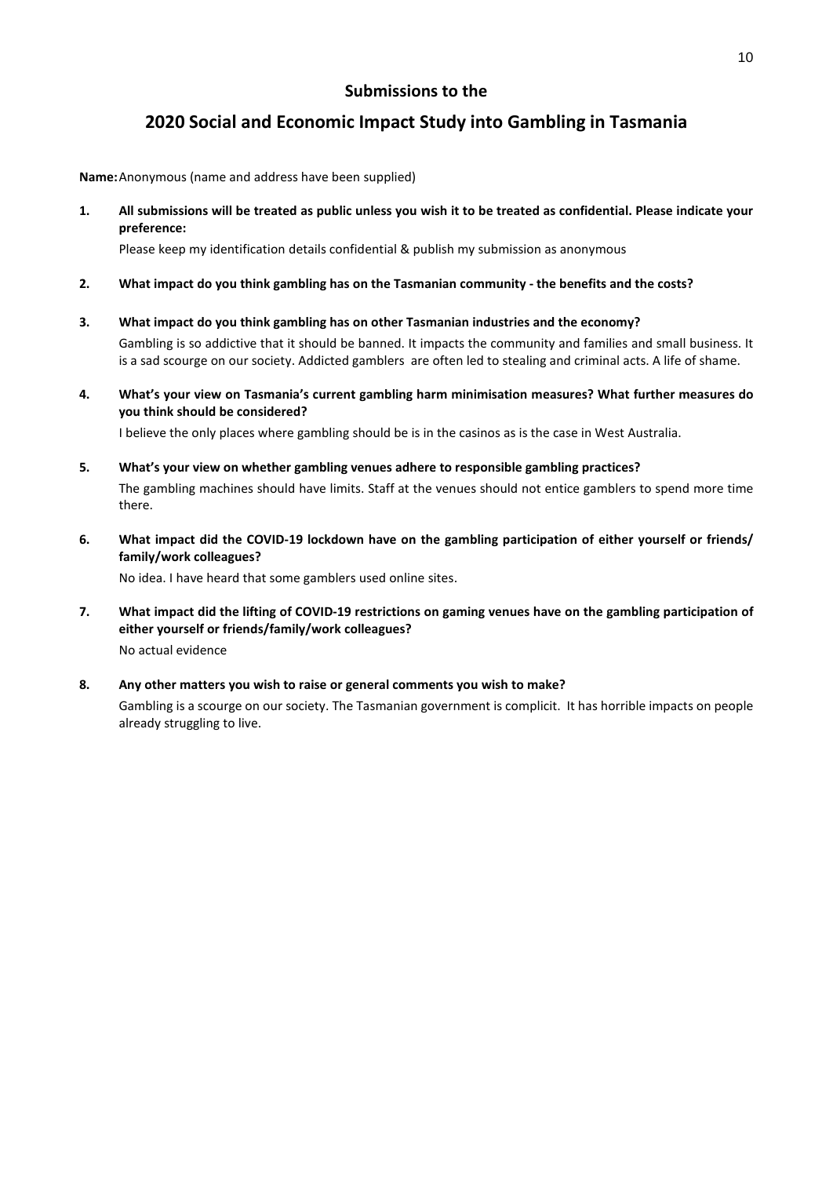## Submissions to the

# 2020 Social and Economic Impact Study into Gambling in Tasmania

**Name:** Anonymous (name and address have been supplied)

1. **All submissions will be treated as public unless you wish it to be treated as confidential. Please indicate your preference:**

   Please keep my identification details confidential & publish my submission as anonymous

2. **What impact do you think gambling has on the Tasmanian community - the benefits and the costs?**

3. **What impact do you think gambling has on other Tasmanian industries and the economy?**

   Gambling is so addictive that it should be banned. It impacts the community and families and small business. It is a sad scourge on our society. Addicted gamblers are often led to stealing and criminal acts. A life of shame.

4. **What's your view on Tasmania's current gambling harm minimisation measures? What further measures do you think should be considered?**

   I believe the only places where gambling should be is in the casinos as is the case in West Australia.

5. **What's your view on whether gambling venues adhere to responsible gambling practices?**

   The gambling machines should have limits. Staff at the venues should not entice gamblers to spend more time there.

6. **What impact did the COVID-19 lockdown have on the gambling participation of either yourself or friends/ family/work colleagues?**

   No idea. I have heard that some gamblers used online sites.

7. **What impact did the lifting of COVID-19 restrictions on gaming venues have on the gambling participation of either yourself or friends/family/work colleagues?**

   No actual evidence

8. **Any other matters you wish to raise or general comments you wish to make?**

   Gambling is a scourge on our society. The Tasmanian government is complicit. It has horrible impacts on people already struggling to live.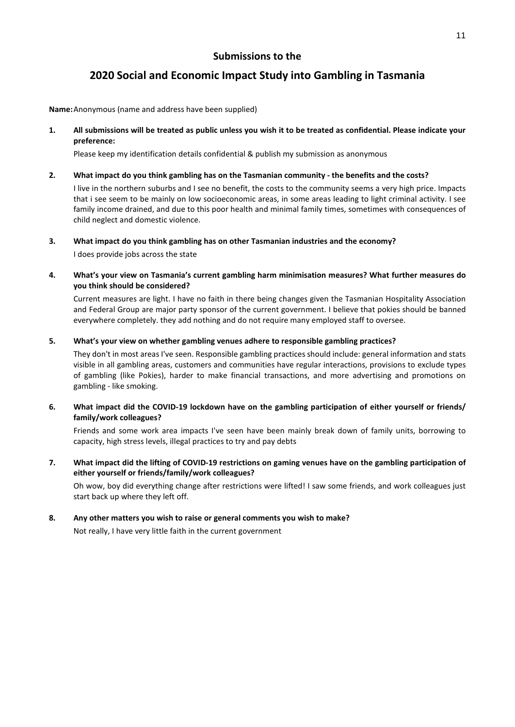## Submissions to the

# 2020 Social and Economic Impact Study into Gambling in Tasmania

**Name:** Anonymous (name and address have been supplied)

**1. All submissions will be treated as public unless you wish it to be treated as confidential. Please indicate your preference:**

Please keep my identification details confidential & publish my submission as anonymous

**2. What impact do you think gambling has on the Tasmanian community - the benefits and the costs?**

I live in the northern suburbs and I see no benefit, the costs to the community seems a very high price. Impacts that i see seem to be mainly on low socioeconomic areas, in some areas leading to light criminal activity. I see family income drained, and due to this poor health and minimal family times, sometimes with consequences of child neglect and domestic violence.

**3. What impact do you think gambling has on other Tasmanian industries and the economy?**

I does provide jobs across the state

**4. What's your view on Tasmania's current gambling harm minimisation measures? What further measures do you think should be considered?**

Current measures are light. I have no faith in there being changes given the Tasmanian Hospitality Association and Federal Group are major party sponsor of the current government. I believe that pokies should be banned everywhere completely. they add nothing and do not require many employed staff to oversee.

**5. What's your view on whether gambling venues adhere to responsible gambling practices?**

They don't in most areas I've seen. Responsible gambling practices should include: general information and stats visible in all gambling areas, customers and communities have regular interactions, provisions to exclude types of gambling (like Pokies), harder to make financial transactions, and more advertising and promotions on gambling - like smoking.

**6. What impact did the COVID-19 lockdown have on the gambling participation of either yourself or friends/ family/work colleagues?**

Friends and some work area impacts I've seen have been mainly break down of family units, borrowing to capacity, high stress levels, illegal practices to try and pay debts

**7. What impact did the lifting of COVID-19 restrictions on gaming venues have on the gambling participation of either yourself or friends/family/work colleagues?**

Oh wow, boy did everything change after restrictions were lifted! I saw some friends, and work colleagues just start back up where they left off.

**8. Any other matters you wish to raise or general comments you wish to make?**

Not really, I have very little faith in the current government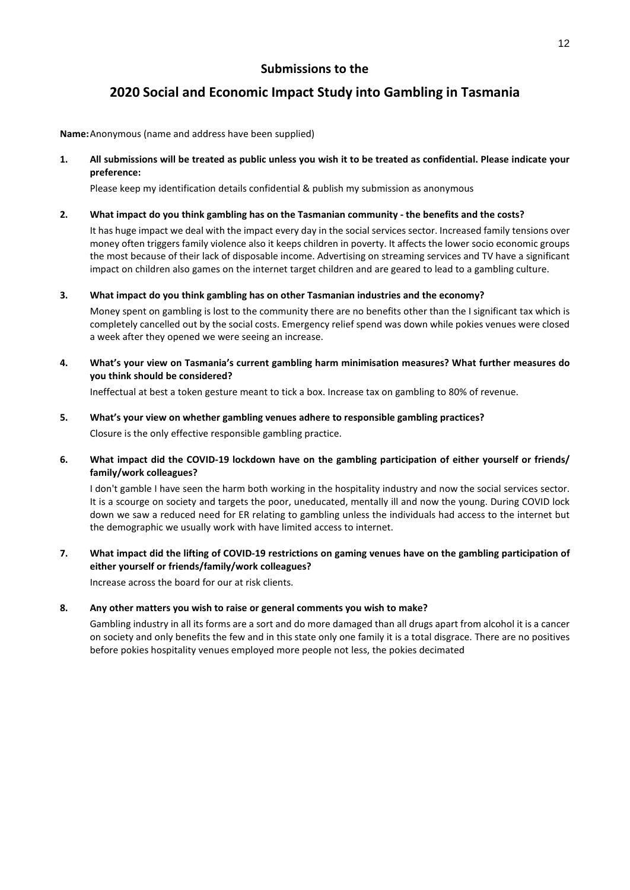## Submissions to the

# 2020 Social and Economic Impact Study into Gambling in Tasmania

**Name:** Anonymous (name and address have been supplied)

**1. All submissions will be treated as public unless you wish it to be treated as confidential. Please indicate your preference:**

Please keep my identification details confidential & publish my submission as anonymous

**2. What impact do you think gambling has on the Tasmanian community - the benefits and the costs?**

It has huge impact we deal with the impact every day in the social services sector. Increased family tensions over money often triggers family violence also it keeps children in poverty. It affects the lower socio economic groups the most because of their lack of disposable income. Advertising on streaming services and TV have a significant impact on children also games on the internet target children and are geared to lead to a gambling culture.

**3. What impact do you think gambling has on other Tasmanian industries and the economy?**

Money spent on gambling is lost to the community there are no benefits other than the I significant tax which is completely cancelled out by the social costs. Emergency relief spend was down while pokies venues were closed a week after they opened we were seeing an increase.

**4. What's your view on Tasmania's current gambling harm minimisation measures? What further measures do you think should be considered?**

Ineffectual at best a token gesture meant to tick a box. Increase tax on gambling to 80% of revenue.

**5. What's your view on whether gambling venues adhere to responsible gambling practices?**

Closure is the only effective responsible gambling practice.

**6. What impact did the COVID-19 lockdown have on the gambling participation of either yourself or friends/ family/work colleagues?**

I don't gamble I have seen the harm both working in the hospitality industry and now the social services sector. It is a scourge on society and targets the poor, uneducated, mentally ill and now the young. During COVID lock down we saw a reduced need for ER relating to gambling unless the individuals had access to the internet but the demographic we usually work with have limited access to internet.

**7. What impact did the lifting of COVID-19 restrictions on gaming venues have on the gambling participation of either yourself or friends/family/work colleagues?**

Increase across the board for our at risk clients.

**8. Any other matters you wish to raise or general comments you wish to make?**

Gambling industry in all its forms are a sort and do more damaged than all drugs apart from alcohol it is a cancer on society and only benefits the few and in this state only one family it is a total disgrace. There are no positives before pokies hospitality venues employed more people not less, the pokies decimated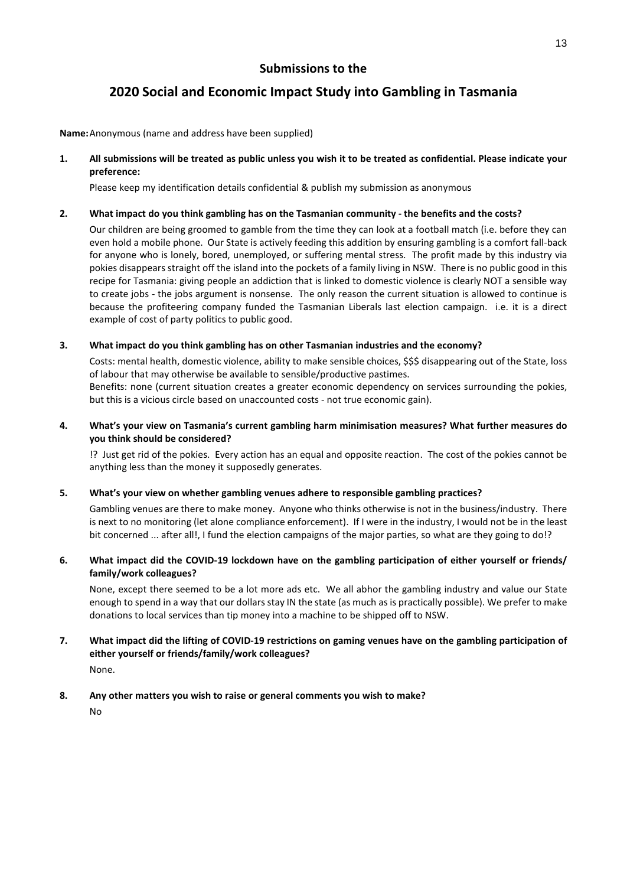## Submissions to the

# 2020 Social and Economic Impact Study into Gambling in Tasmania

**Name:** Anonymous (name and address have been supplied)

**1. All submissions will be treated as public unless you wish it to be treated as confidential. Please indicate your preference:**

Please keep my identification details confidential & publish my submission as anonymous

**2. What impact do you think gambling has on the Tasmanian community - the benefits and the costs?**

Our children are being groomed to gamble from the time they can look at a football match (i.e. before they can even hold a mobile phone. Our State is actively feeding this addition by ensuring gambling is a comfort fall-back for anyone who is lonely, bored, unemployed, or suffering mental stress. The profit made by this industry via pokies disappears straight off the island into the pockets of a family living in NSW. There is no public good in this recipe for Tasmania: giving people an addiction that is linked to domestic violence is clearly NOT a sensible way to create jobs - the jobs argument is nonsense. The only reason the current situation is allowed to continue is because the profiteering company funded the Tasmanian Liberals last election campaign. i.e. it is a direct example of cost of party politics to public good.

**3. What impact do you think gambling has on other Tasmanian industries and the economy?**

Costs: mental health, domestic violence, ability to make sensible choices, $$$ disappearing out of the State, loss of labour that may otherwise be available to sensible/productive pastimes.
Benefits: none (current situation creates a greater economic dependency on services surrounding the pokies, but this is a vicious circle based on unaccounted costs - not true economic gain).

**4. What's your view on Tasmania's current gambling harm minimisation measures? What further measures do you think should be considered?**

!? Just get rid of the pokies. Every action has an equal and opposite reaction. The cost of the pokies cannot be anything less than the money it supposedly generates.

**5. What's your view on whether gambling venues adhere to responsible gambling practices?**

Gambling venues are there to make money. Anyone who thinks otherwise is not in the business/industry. There is next to no monitoring (let alone compliance enforcement). If I were in the industry, I would not be in the least bit concerned ... after all!, I fund the election campaigns of the major parties, so what are they going to do!?

**6. What impact did the COVID-19 lockdown have on the gambling participation of either yourself or friends/ family/work colleagues?**

None, except there seemed to be a lot more ads etc. We all abhor the gambling industry and value our State enough to spend in a way that our dollars stay IN the state (as much as is practically possible). We prefer to make donations to local services than tip money into a machine to be shipped off to NSW.

**7. What impact did the lifting of COVID-19 restrictions on gaming venues have on the gambling participation of either yourself or friends/family/work colleagues?**

None.

**8. Any other matters you wish to raise or general comments you wish to make?**

No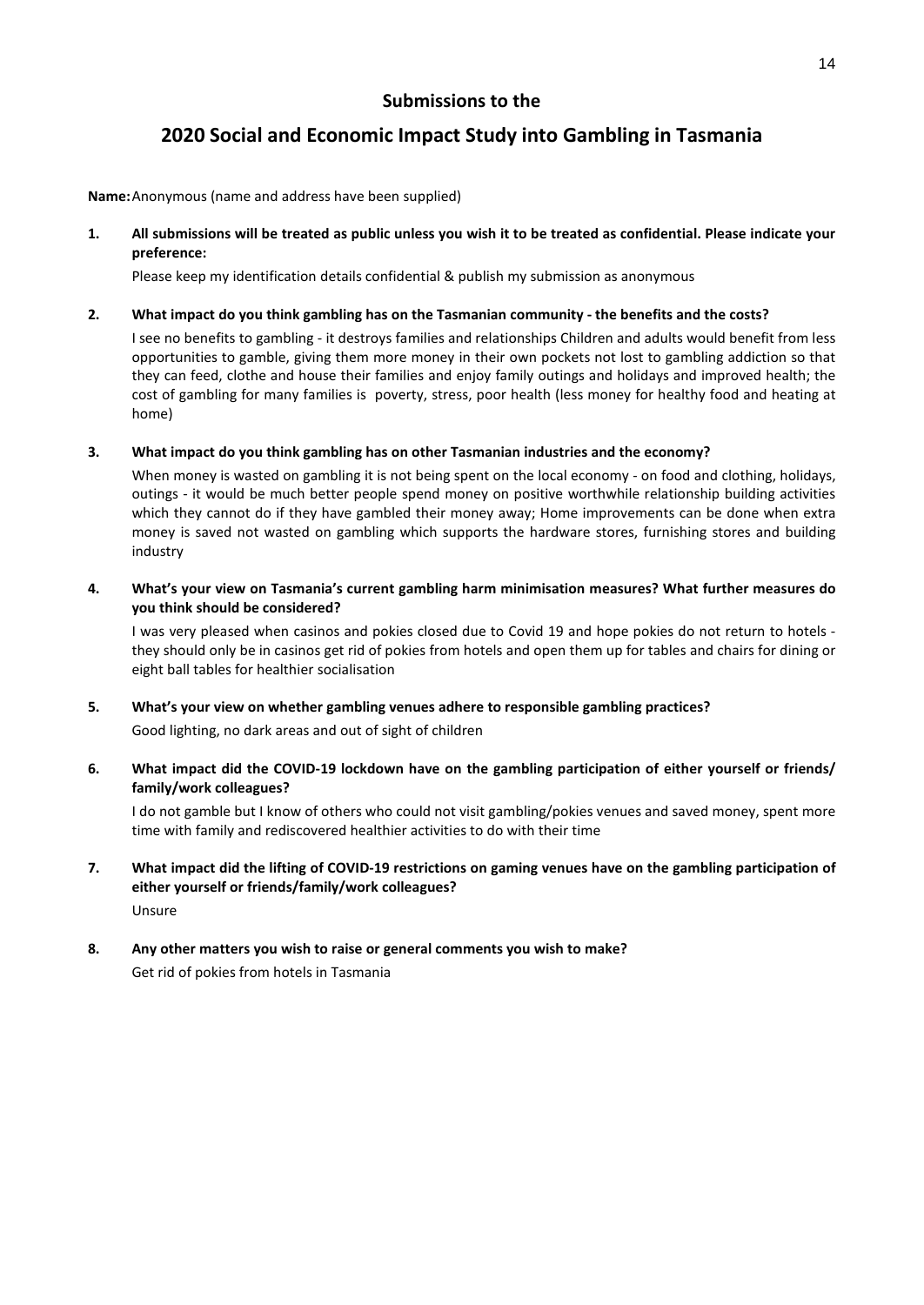## Submissions to the

# 2020 Social and Economic Impact Study into Gambling in Tasmania

**Name:** Anonymous (name and address have been supplied)

1. **All submissions will be treated as public unless you wish it to be treated as confidential. Please indicate your preference:**

   Please keep my identification details confidential & publish my submission as anonymous

2. **What impact do you think gambling has on the Tasmanian community - the benefits and the costs?**

   I see no benefits to gambling - it destroys families and relationships Children and adults would benefit from less opportunities to gamble, giving them more money in their own pockets not lost to gambling addiction so that they can feed, clothe and house their families and enjoy family outings and holidays and improved health; the cost of gambling for many families is poverty, stress, poor health (less money for healthy food and heating at home)

3. **What impact do you think gambling has on other Tasmanian industries and the economy?**

   When money is wasted on gambling it is not being spent on the local economy - on food and clothing, holidays, outings - it would be much better people spend money on positive worthwhile relationship building activities which they cannot do if they have gambled their money away; Home improvements can be done when extra money is saved not wasted on gambling which supports the hardware stores, furnishing stores and building industry

4. **What's your view on Tasmania's current gambling harm minimisation measures? What further measures do you think should be considered?**

   I was very pleased when casinos and pokies closed due to Covid 19 and hope pokies do not return to hotels - they should only be in casinos get rid of pokies from hotels and open them up for tables and chairs for dining or eight ball tables for healthier socialisation

5. **What's your view on whether gambling venues adhere to responsible gambling practices?**

   Good lighting, no dark areas and out of sight of children

6. **What impact did the COVID-19 lockdown have on the gambling participation of either yourself or friends/ family/work colleagues?**

   I do not gamble but I know of others who could not visit gambling/pokies venues and saved money, spent more time with family and rediscovered healthier activities to do with their time

7. **What impact did the lifting of COVID-19 restrictions on gaming venues have on the gambling participation of either yourself or friends/family/work colleagues?**

   Unsure

8. **Any other matters you wish to raise or general comments you wish to make?**

   Get rid of pokies from hotels in Tasmania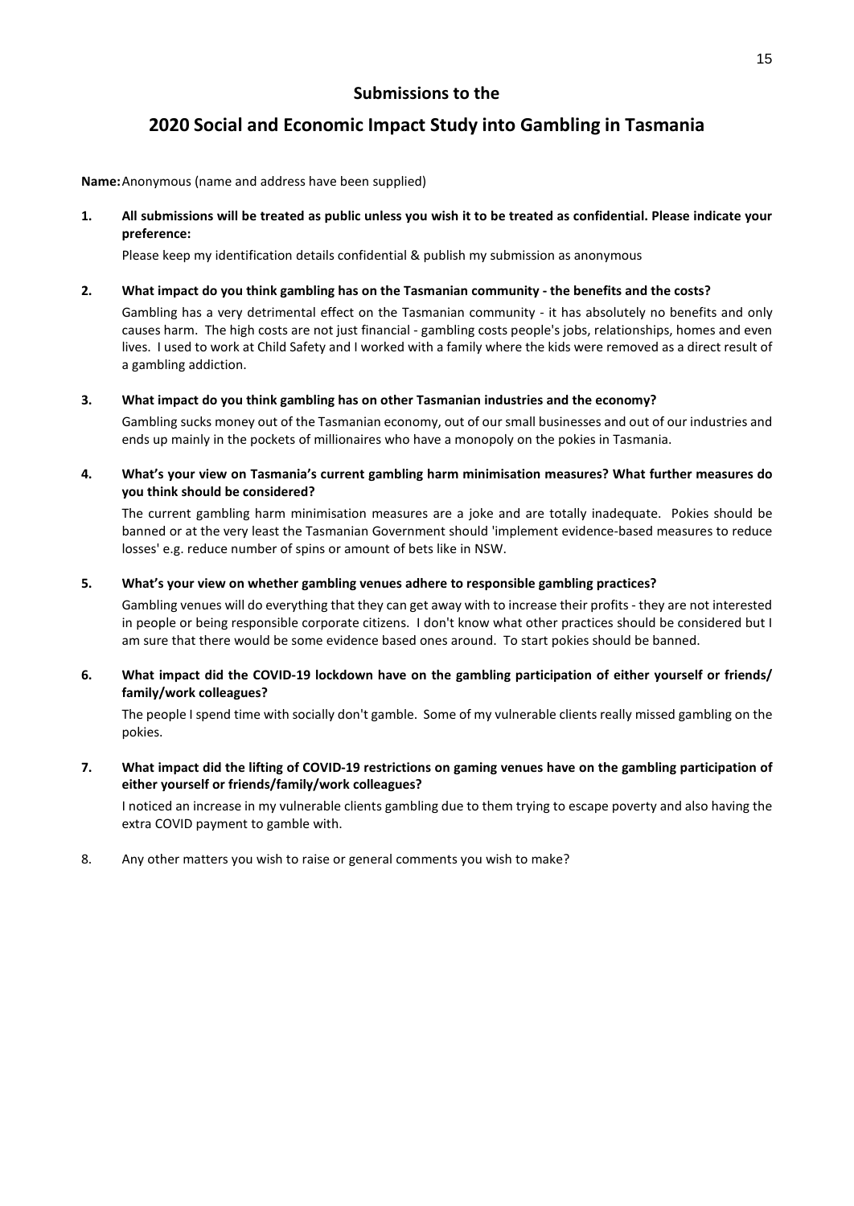## Submissions to the

# 2020 Social and Economic Impact Study into Gambling in Tasmania

**Name:** Anonymous (name and address have been supplied)

**1. All submissions will be treated as public unless you wish it to be treated as confidential. Please indicate your preference:**

Please keep my identification details confidential & publish my submission as anonymous

**2. What impact do you think gambling has on the Tasmanian community - the benefits and the costs?**

Gambling has a very detrimental effect on the Tasmanian community - it has absolutely no benefits and only causes harm. The high costs are not just financial - gambling costs people's jobs, relationships, homes and even lives. I used to work at Child Safety and I worked with a family where the kids were removed as a direct result of a gambling addiction.

**3. What impact do you think gambling has on other Tasmanian industries and the economy?**

Gambling sucks money out of the Tasmanian economy, out of our small businesses and out of our industries and ends up mainly in the pockets of millionaires who have a monopoly on the pokies in Tasmania.

**4. What's your view on Tasmania's current gambling harm minimisation measures? What further measures do you think should be considered?**

The current gambling harm minimisation measures are a joke and are totally inadequate. Pokies should be banned or at the very least the Tasmanian Government should 'implement evidence-based measures to reduce losses' e.g. reduce number of spins or amount of bets like in NSW.

**5. What's your view on whether gambling venues adhere to responsible gambling practices?**

Gambling venues will do everything that they can get away with to increase their profits - they are not interested in people or being responsible corporate citizens. I don't know what other practices should be considered but I am sure that there would be some evidence based ones around. To start pokies should be banned.

**6. What impact did the COVID-19 lockdown have on the gambling participation of either yourself or friends/ family/work colleagues?**

The people I spend time with socially don't gamble. Some of my vulnerable clients really missed gambling on the pokies.

**7. What impact did the lifting of COVID-19 restrictions on gaming venues have on the gambling participation of either yourself or friends/family/work colleagues?**

I noticed an increase in my vulnerable clients gambling due to them trying to escape poverty and also having the extra COVID payment to gamble with.

8. Any other matters you wish to raise or general comments you wish to make?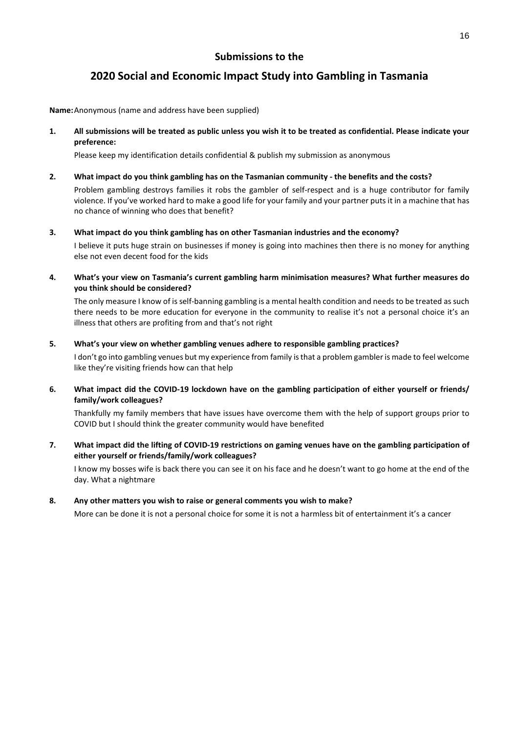## Submissions to the

# 2020 Social and Economic Impact Study into Gambling in Tasmania

**Name:** Anonymous (name and address have been supplied)

**1. All submissions will be treated as public unless you wish it to be treated as confidential. Please indicate your preference:**

Please keep my identification details confidential & publish my submission as anonymous

**2. What impact do you think gambling has on the Tasmanian community - the benefits and the costs?**

Problem gambling destroys families it robs the gambler of self-respect and is a huge contributor for family violence. If you've worked hard to make a good life for your family and your partner puts it in a machine that has no chance of winning who does that benefit?

**3. What impact do you think gambling has on other Tasmanian industries and the economy?**

I believe it puts huge strain on businesses if money is going into machines then there is no money for anything else not even decent food for the kids

**4. What's your view on Tasmania's current gambling harm minimisation measures? What further measures do you think should be considered?**

The only measure I know of is self-banning gambling is a mental health condition and needs to be treated as such there needs to be more education for everyone in the community to realise it's not a personal choice it's an illness that others are profiting from and that's not right

**5. What's your view on whether gambling venues adhere to responsible gambling practices?**

I don't go into gambling venues but my experience from family is that a problem gambler is made to feel welcome like they're visiting friends how can that help

**6. What impact did the COVID-19 lockdown have on the gambling participation of either yourself or friends/ family/work colleagues?**

Thankfully my family members that have issues have overcome them with the help of support groups prior to COVID but I should think the greater community would have benefited

**7. What impact did the lifting of COVID-19 restrictions on gaming venues have on the gambling participation of either yourself or friends/family/work colleagues?**

I know my bosses wife is back there you can see it on his face and he doesn't want to go home at the end of the day. What a nightmare

**8. Any other matters you wish to raise or general comments you wish to make?**

More can be done it is not a personal choice for some it is not a harmless bit of entertainment it's a cancer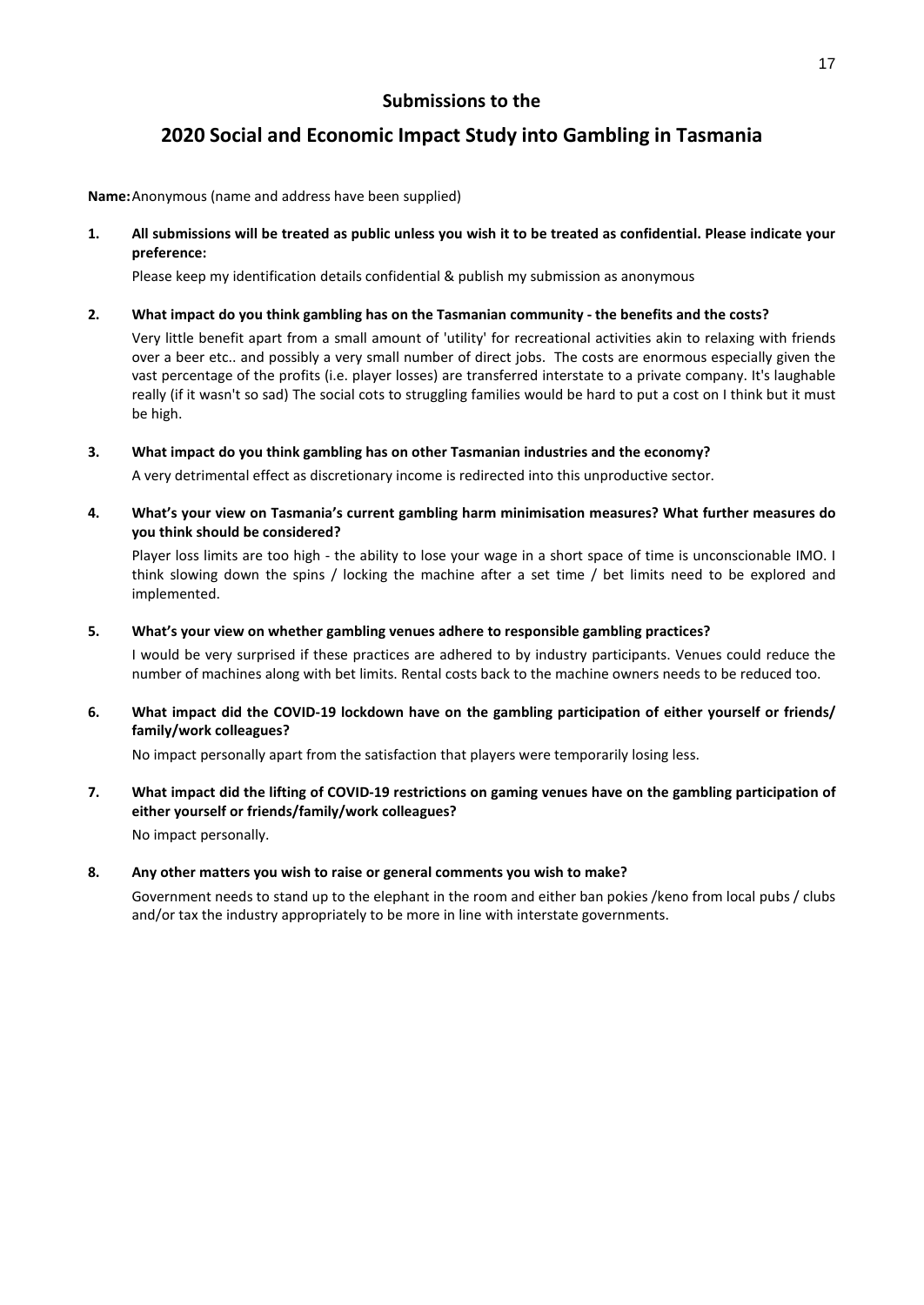### Submissions to the

## 2020 Social and Economic Impact Study into Gambling in Tasmania

**Name:** Anonymous (name and address have been supplied)

**1. All submissions will be treated as public unless you wish it to be treated as confidential. Please indicate your preference:**

Please keep my identification details confidential & publish my submission as anonymous

**2. What impact do you think gambling has on the Tasmanian community - the benefits and the costs?**

Very little benefit apart from a small amount of 'utility' for recreational activities akin to relaxing with friends over a beer etc.. and possibly a very small number of direct jobs. The costs are enormous especially given the vast percentage of the profits (i.e. player losses) are transferred interstate to a private company. It's laughable really (if it wasn't so sad) The social cots to struggling families would be hard to put a cost on I think but it must be high.

**3. What impact do you think gambling has on other Tasmanian industries and the economy?**

A very detrimental effect as discretionary income is redirected into this unproductive sector.

**4. What's your view on Tasmania's current gambling harm minimisation measures? What further measures do you think should be considered?**

Player loss limits are too high - the ability to lose your wage in a short space of time is unconscionable IMO. I think slowing down the spins / locking the machine after a set time / bet limits need to be explored and implemented.

**5. What's your view on whether gambling venues adhere to responsible gambling practices?**

I would be very surprised if these practices are adhered to by industry participants. Venues could reduce the number of machines along with bet limits. Rental costs back to the machine owners needs to be reduced too.

**6. What impact did the COVID-19 lockdown have on the gambling participation of either yourself or friends/ family/work colleagues?**

No impact personally apart from the satisfaction that players were temporarily losing less.

**7. What impact did the lifting of COVID-19 restrictions on gaming venues have on the gambling participation of either yourself or friends/family/work colleagues?**

No impact personally.

**8. Any other matters you wish to raise or general comments you wish to make?**

Government needs to stand up to the elephant in the room and either ban pokies /keno from local pubs / clubs and/or tax the industry appropriately to be more in line with interstate governments.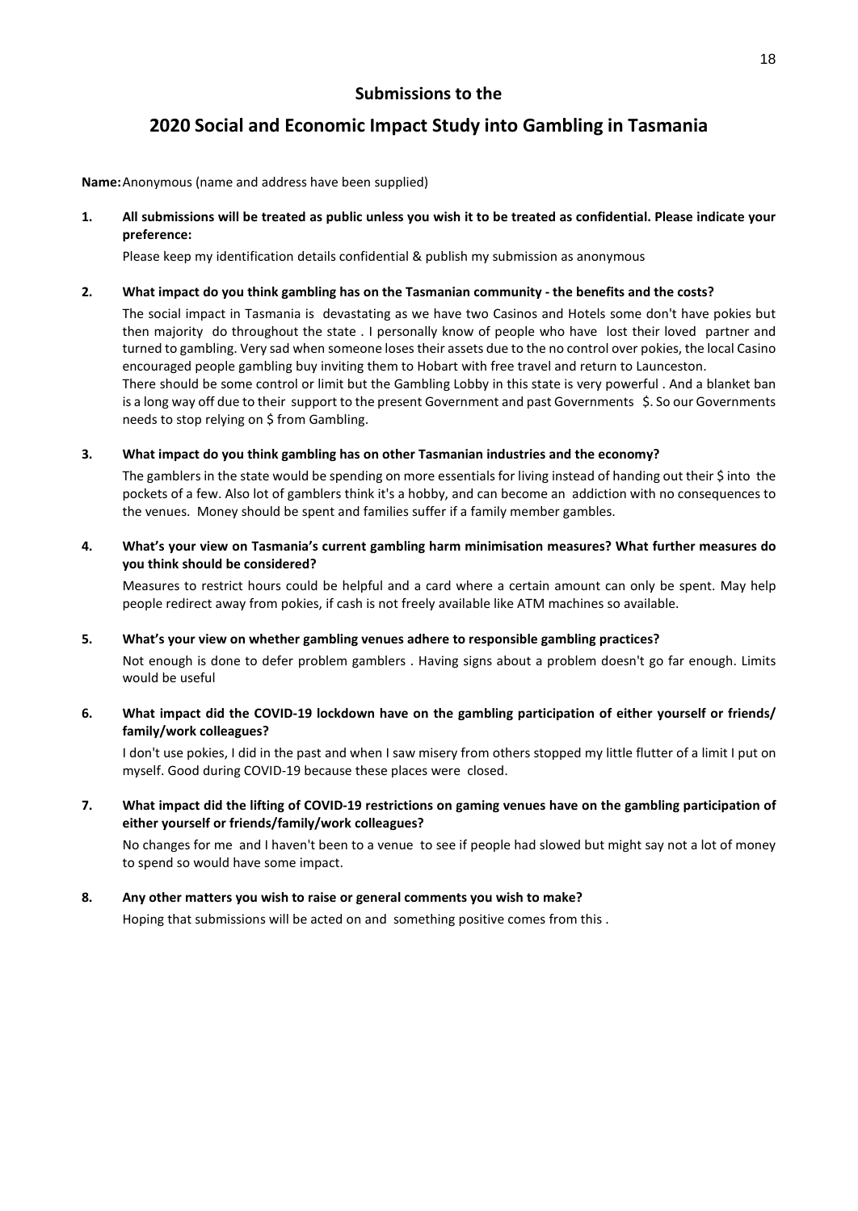## Submissions to the

# 2020 Social and Economic Impact Study into Gambling in Tasmania

**Name:** Anonymous (name and address have been supplied)

**1. All submissions will be treated as public unless you wish it to be treated as confidential. Please indicate your preference:**

Please keep my identification details confidential & publish my submission as anonymous

**2. What impact do you think gambling has on the Tasmanian community - the benefits and the costs?**

The social impact in Tasmania is devastating as we have two Casinos and Hotels some don't have pokies but then majority do throughout the state . I personally know of people who have lost their loved partner and turned to gambling. Very sad when someone loses their assets due to the no control over pokies, the local Casino encouraged people gambling buy inviting them to Hobart with free travel and return to Launceston.
There should be some control or limit but the Gambling Lobby in this state is very powerful . And a blanket ban is a long way off due to their support to the present Government and past Governments $. So our Governments needs to stop relying on $ from Gambling.

**3. What impact do you think gambling has on other Tasmanian industries and the economy?**

The gamblers in the state would be spending on more essentials for living instead of handing out their $ into the pockets of a few. Also lot of gamblers think it's a hobby, and can become an addiction with no consequences to the venues. Money should be spent and families suffer if a family member gambles.

**4. What's your view on Tasmania's current gambling harm minimisation measures? What further measures do you think should be considered?**

Measures to restrict hours could be helpful and a card where a certain amount can only be spent. May help people redirect away from pokies, if cash is not freely available like ATM machines so available.

**5. What's your view on whether gambling venues adhere to responsible gambling practices?**

Not enough is done to defer problem gamblers . Having signs about a problem doesn't go far enough. Limits would be useful

**6. What impact did the COVID-19 lockdown have on the gambling participation of either yourself or friends/ family/work colleagues?**

I don't use pokies, I did in the past and when I saw misery from others stopped my little flutter of a limit I put on myself. Good during COVID-19 because these places were closed.

**7. What impact did the lifting of COVID-19 restrictions on gaming venues have on the gambling participation of either yourself or friends/family/work colleagues?**

No changes for me and I haven't been to a venue to see if people had slowed but might say not a lot of money to spend so would have some impact.

**8. Any other matters you wish to raise or general comments you wish to make?**

Hoping that submissions will be acted on and something positive comes from this .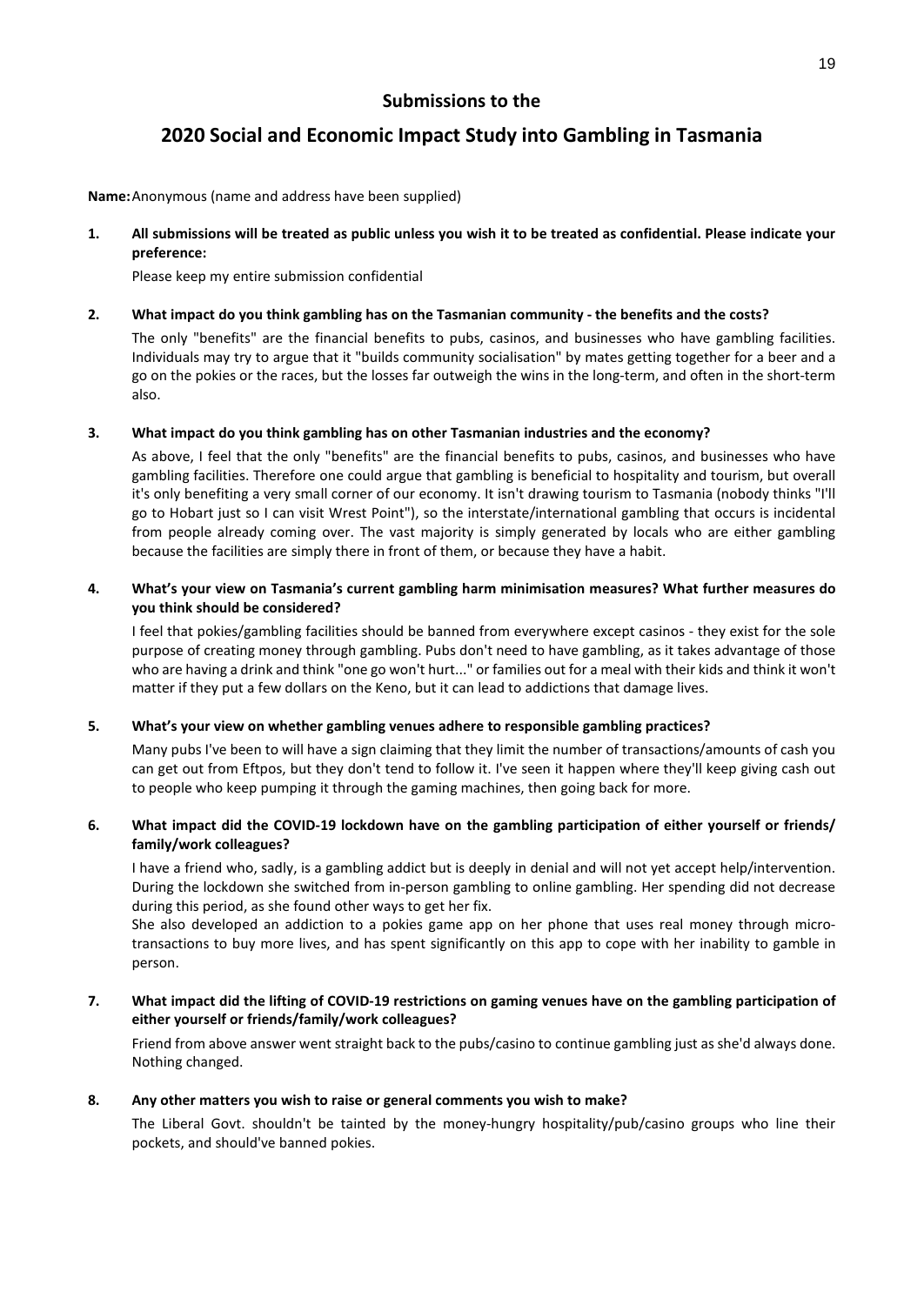## Submissions to the

# 2020 Social and Economic Impact Study into Gambling in Tasmania

**Name:** Anonymous (name and address have been supplied)

**1. All submissions will be treated as public unless you wish it to be treated as confidential. Please indicate your preference:**

Please keep my entire submission confidential

**2. What impact do you think gambling has on the Tasmanian community - the benefits and the costs?**

The only "benefits" are the financial benefits to pubs, casinos, and businesses who have gambling facilities. Individuals may try to argue that it "builds community socialisation" by mates getting together for a beer and a go on the pokies or the races, but the losses far outweigh the wins in the long-term, and often in the short-term also.

**3. What impact do you think gambling has on other Tasmanian industries and the economy?**

As above, I feel that the only "benefits" are the financial benefits to pubs, casinos, and businesses who have gambling facilities. Therefore one could argue that gambling is beneficial to hospitality and tourism, but overall it's only benefiting a very small corner of our economy. It isn't drawing tourism to Tasmania (nobody thinks "I'll go to Hobart just so I can visit Wrest Point"), so the interstate/international gambling that occurs is incidental from people already coming over. The vast majority is simply generated by locals who are either gambling because the facilities are simply there in front of them, or because they have a habit.

**4. What's your view on Tasmania's current gambling harm minimisation measures? What further measures do you think should be considered?**

I feel that pokies/gambling facilities should be banned from everywhere except casinos - they exist for the sole purpose of creating money through gambling. Pubs don't need to have gambling, as it takes advantage of those who are having a drink and think "one go won't hurt..." or families out for a meal with their kids and think it won't matter if they put a few dollars on the Keno, but it can lead to addictions that damage lives.

**5. What's your view on whether gambling venues adhere to responsible gambling practices?**

Many pubs I've been to will have a sign claiming that they limit the number of transactions/amounts of cash you can get out from Eftpos, but they don't tend to follow it. I've seen it happen where they'll keep giving cash out to people who keep pumping it through the gaming machines, then going back for more.

**6. What impact did the COVID-19 lockdown have on the gambling participation of either yourself or friends/ family/work colleagues?**

I have a friend who, sadly, is a gambling addict but is deeply in denial and will not yet accept help/intervention. During the lockdown she switched from in-person gambling to online gambling. Her spending did not decrease during this period, as she found other ways to get her fix.

She also developed an addiction to a pokies game app on her phone that uses real money through micro-transactions to buy more lives, and has spent significantly on this app to cope with her inability to gamble in person.

**7. What impact did the lifting of COVID-19 restrictions on gaming venues have on the gambling participation of either yourself or friends/family/work colleagues?**

Friend from above answer went straight back to the pubs/casino to continue gambling just as she'd always done. Nothing changed.

**8. Any other matters you wish to raise or general comments you wish to make?**

The Liberal Govt. shouldn't be tainted by the money-hungry hospitality/pub/casino groups who line their pockets, and should've banned pokies.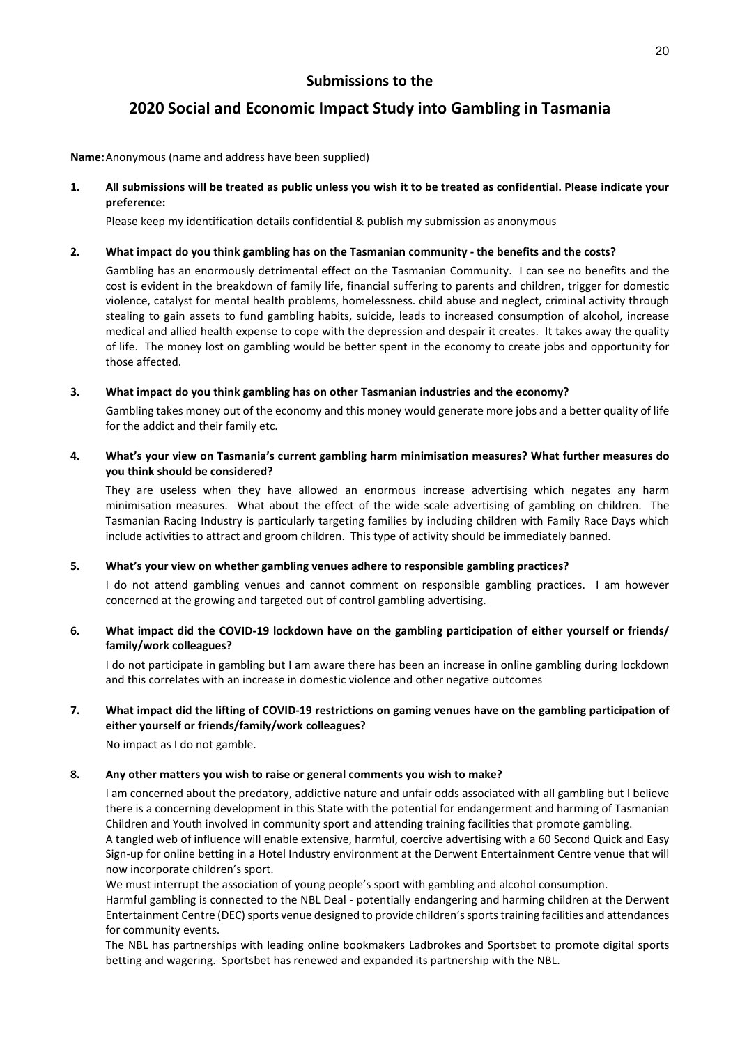## Submissions to the

# 2020 Social and Economic Impact Study into Gambling in Tasmania

**Name:** Anonymous (name and address have been supplied)

**1. All submissions will be treated as public unless you wish it to be treated as confidential. Please indicate your preference:**

Please keep my identification details confidential & publish my submission as anonymous

**2. What impact do you think gambling has on the Tasmanian community - the benefits and the costs?**

Gambling has an enormously detrimental effect on the Tasmanian Community. I can see no benefits and the cost is evident in the breakdown of family life, financial suffering to parents and children, trigger for domestic violence, catalyst for mental health problems, homelessness. child abuse and neglect, criminal activity through stealing to gain assets to fund gambling habits, suicide, leads to increased consumption of alcohol, increase medical and allied health expense to cope with the depression and despair it creates. It takes away the quality of life. The money lost on gambling would be better spent in the economy to create jobs and opportunity for those affected.

**3. What impact do you think gambling has on other Tasmanian industries and the economy?**

Gambling takes money out of the economy and this money would generate more jobs and a better quality of life for the addict and their family etc.

**4. What's your view on Tasmania's current gambling harm minimisation measures? What further measures do you think should be considered?**

They are useless when they have allowed an enormous increase advertising which negates any harm minimisation measures. What about the effect of the wide scale advertising of gambling on children. The Tasmanian Racing Industry is particularly targeting families by including children with Family Race Days which include activities to attract and groom children. This type of activity should be immediately banned.

**5. What's your view on whether gambling venues adhere to responsible gambling practices?**

I do not attend gambling venues and cannot comment on responsible gambling practices. I am however concerned at the growing and targeted out of control gambling advertising.

**6. What impact did the COVID-19 lockdown have on the gambling participation of either yourself or friends/ family/work colleagues?**

I do not participate in gambling but I am aware there has been an increase in online gambling during lockdown and this correlates with an increase in domestic violence and other negative outcomes

**7. What impact did the lifting of COVID-19 restrictions on gaming venues have on the gambling participation of either yourself or friends/family/work colleagues?**

No impact as I do not gamble.

**8. Any other matters you wish to raise or general comments you wish to make?**

I am concerned about the predatory, addictive nature and unfair odds associated with all gambling but I believe there is a concerning development in this State with the potential for endangerment and harming of Tasmanian Children and Youth involved in community sport and attending training facilities that promote gambling.

A tangled web of influence will enable extensive, harmful, coercive advertising with a 60 Second Quick and Easy Sign-up for online betting in a Hotel Industry environment at the Derwent Entertainment Centre venue that will now incorporate children's sport.

We must interrupt the association of young people's sport with gambling and alcohol consumption.

Harmful gambling is connected to the NBL Deal - potentially endangering and harming children at the Derwent Entertainment Centre (DEC) sports venue designed to provide children's sports training facilities and attendances for community events.

The NBL has partnerships with leading online bookmakers Ladbrokes and Sportsbet to promote digital sports betting and wagering. Sportsbet has renewed and expanded its partnership with the NBL.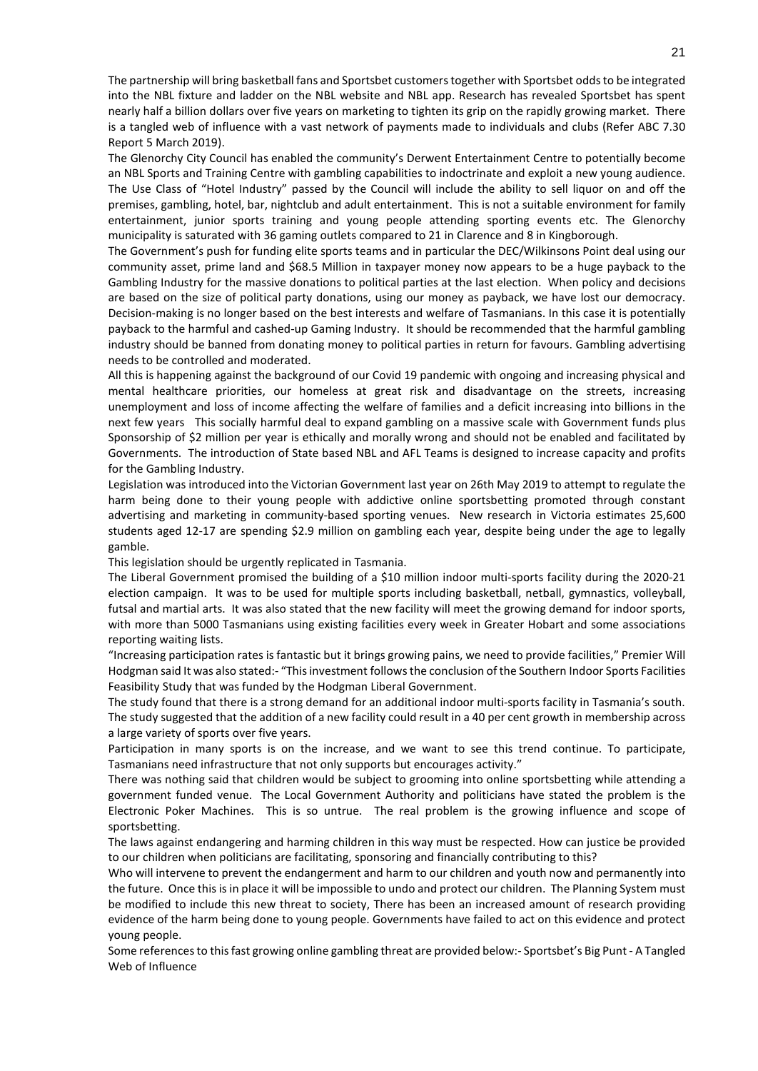The partnership will bring basketball fans and Sportsbet customers together with Sportsbet odds to be integrated into the NBL fixture and ladder on the NBL website and NBL app. Research has revealed Sportsbet has spent nearly half a billion dollars over five years on marketing to tighten its grip on the rapidly growing market. There is a tangled web of influence with a vast network of payments made to individuals and clubs (Refer ABC 7.30 Report 5 March 2019).

The Glenorchy City Council has enabled the community's Derwent Entertainment Centre to potentially become an NBL Sports and Training Centre with gambling capabilities to indoctrinate and exploit a new young audience. The Use Class of "Hotel Industry" passed by the Council will include the ability to sell liquor on and off the premises, gambling, hotel, bar, nightclub and adult entertainment. This is not a suitable environment for family entertainment, junior sports training and young people attending sporting events etc. The Glenorchy municipality is saturated with 36 gaming outlets compared to 21 in Clarence and 8 in Kingborough.

The Government's push for funding elite sports teams and in particular the DEC/Wilkinsons Point deal using our community asset, prime land and $68.5 Million in taxpayer money now appears to be a huge payback to the Gambling Industry for the massive donations to political parties at the last election. When policy and decisions are based on the size of political party donations, using our money as payback, we have lost our democracy. Decision-making is no longer based on the best interests and welfare of Tasmanians. In this case it is potentially payback to the harmful and cashed-up Gaming Industry. It should be recommended that the harmful gambling industry should be banned from donating money to political parties in return for favours. Gambling advertising needs to be controlled and moderated.

All this is happening against the background of our Covid 19 pandemic with ongoing and increasing physical and mental healthcare priorities, our homeless at great risk and disadvantage on the streets, increasing unemployment and loss of income affecting the welfare of families and a deficit increasing into billions in the next few years This socially harmful deal to expand gambling on a massive scale with Government funds plus Sponsorship of $2 million per year is ethically and morally wrong and should not be enabled and facilitated by Governments. The introduction of State based NBL and AFL Teams is designed to increase capacity and profits for the Gambling Industry.

Legislation was introduced into the Victorian Government last year on 26th May 2019 to attempt to regulate the harm being done to their young people with addictive online sportsbetting promoted through constant advertising and marketing in community-based sporting venues. New research in Victoria estimates 25,600 students aged 12-17 are spending $2.9 million on gambling each year, despite being under the age to legally gamble.

This legislation should be urgently replicated in Tasmania.

The Liberal Government promised the building of a $10 million indoor multi-sports facility during the 2020-21 election campaign. It was to be used for multiple sports including basketball, netball, gymnastics, volleyball, futsal and martial arts. It was also stated that the new facility will meet the growing demand for indoor sports, with more than 5000 Tasmanians using existing facilities every week in Greater Hobart and some associations reporting waiting lists.

"Increasing participation rates is fantastic but it brings growing pains, we need to provide facilities," Premier Will Hodgman said It was also stated:- "This investment follows the conclusion of the Southern Indoor Sports Facilities Feasibility Study that was funded by the Hodgman Liberal Government.

The study found that there is a strong demand for an additional indoor multi-sports facility in Tasmania's south. The study suggested that the addition of a new facility could result in a 40 per cent growth in membership across a large variety of sports over five years.

Participation in many sports is on the increase, and we want to see this trend continue. To participate, Tasmanians need infrastructure that not only supports but encourages activity."

There was nothing said that children would be subject to grooming into online sportsbetting while attending a government funded venue. The Local Government Authority and politicians have stated the problem is the Electronic Poker Machines. This is so untrue. The real problem is the growing influence and scope of sportsbetting.

The laws against endangering and harming children in this way must be respected. How can justice be provided to our children when politicians are facilitating, sponsoring and financially contributing to this?

Who will intervene to prevent the endangerment and harm to our children and youth now and permanently into the future. Once this is in place it will be impossible to undo and protect our children. The Planning System must be modified to include this new threat to society, There has been an increased amount of research providing evidence of the harm being done to young people. Governments have failed to act on this evidence and protect young people.

Some references to this fast growing online gambling threat are provided below:- Sportsbet's Big Punt - A Tangled Web of Influence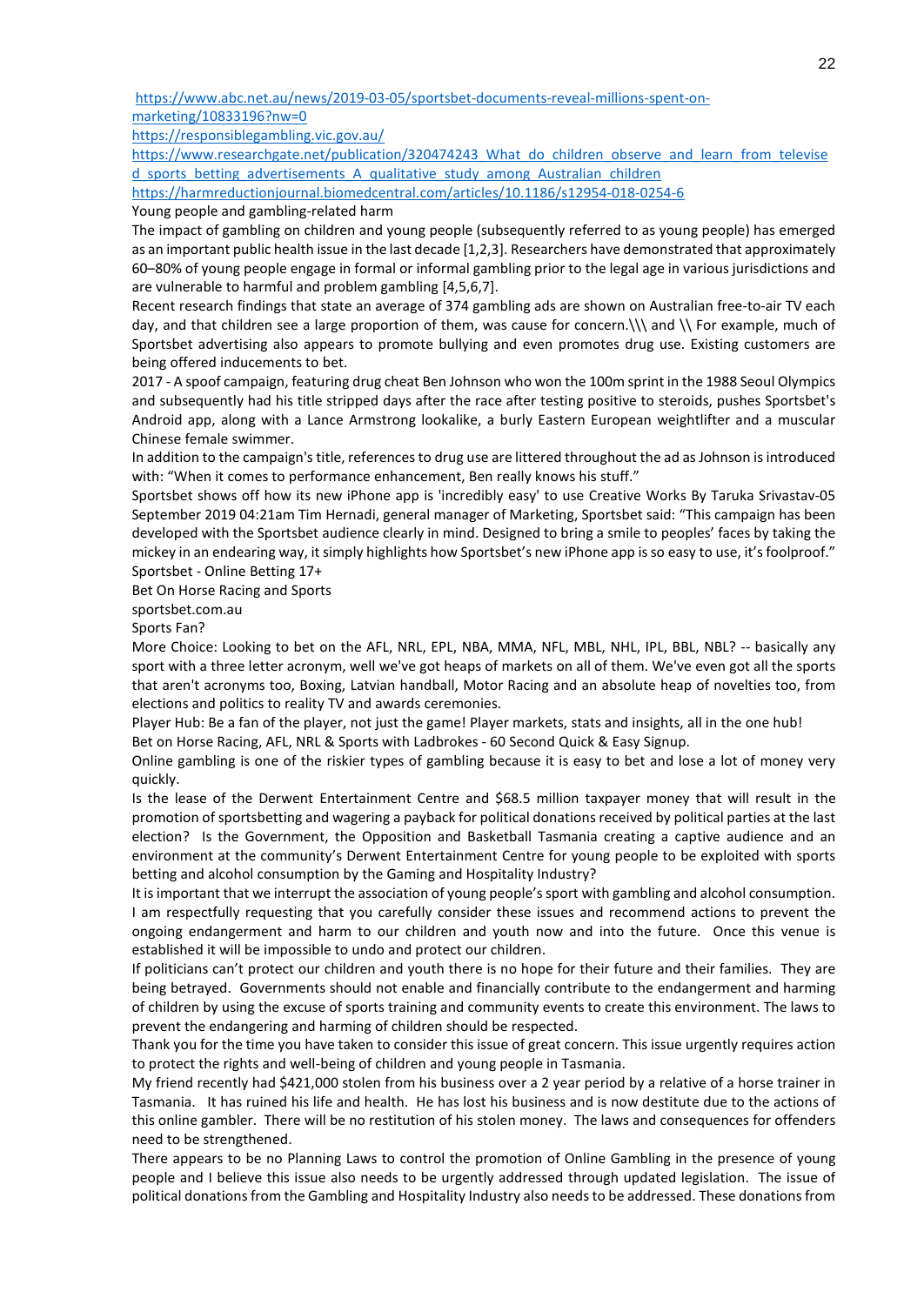https://www.abc.net.au/news/2019-03-05/sportsbet-documents-reveal-millions-spent-on-marketing/10833196?nw=0
https://responsiblegambling.vic.gov.au/
https://www.researchgate.net/publication/320474243_What_do_children_observe_and_learn_from_televised_sports_betting_advertisements_A_qualitative_study_among_Australian_children
https://harmreductionjournal.biomedcentral.com/articles/10.1186/s12954-018-0254-6

Young people and gambling-related harm

The impact of gambling on children and young people (subsequently referred to as young people) has emerged as an important public health issue in the last decade [1,2,3]. Researchers have demonstrated that approximately 60–80% of young people engage in formal or informal gambling prior to the legal age in various jurisdictions and are vulnerable to harmful and problem gambling [4,5,6,7].

Recent research findings that state an average of 374 gambling ads are shown on Australian free-to-air TV each day, and that children see a large proportion of them, was cause for concern.\\\ and \\ For example, much of Sportsbet advertising also appears to promote bullying and even promotes drug use. Existing customers are being offered inducements to bet.

2017 - A spoof campaign, featuring drug cheat Ben Johnson who won the 100m sprint in the 1988 Seoul Olympics and subsequently had his title stripped days after the race after testing positive to steroids, pushes Sportsbet's Android app, along with a Lance Armstrong lookalike, a burly Eastern European weightlifter and a muscular Chinese female swimmer.

In addition to the campaign's title, references to drug use are littered throughout the ad as Johnson is introduced with: "When it comes to performance enhancement, Ben really knows his stuff."

Sportsbet shows off how its new iPhone app is 'incredibly easy' to use Creative Works By Taruka Srivastav-05 September 2019 04:21am Tim Hernadi, general manager of Marketing, Sportsbet said: "This campaign has been developed with the Sportsbet audience clearly in mind. Designed to bring a smile to peoples' faces by taking the mickey in an endearing way, it simply highlights how Sportsbet's new iPhone app is so easy to use, it's foolproof."

Sportsbet - Online Betting 17+

Bet On Horse Racing and Sports

sportsbet.com.au

Sports Fan?

More Choice: Looking to bet on the AFL, NRL, EPL, NBA, MMA, NFL, MBL, NHL, IPL, BBL, NBL? -- basically any sport with a three letter acronym, well we've got heaps of markets on all of them. We've even got all the sports that aren't acronyms too, Boxing, Latvian handball, Motor Racing and an absolute heap of novelties too, from elections and politics to reality TV and awards ceremonies.

Player Hub: Be a fan of the player, not just the game! Player markets, stats and insights, all in the one hub!

Bet on Horse Racing, AFL, NRL & Sports with Ladbrokes - 60 Second Quick & Easy Signup.

Online gambling is one of the riskier types of gambling because it is easy to bet and lose a lot of money very quickly.

Is the lease of the Derwent Entertainment Centre and $68.5 million taxpayer money that will result in the promotion of sportsbetting and wagering a payback for political donations received by political parties at the last election? Is the Government, the Opposition and Basketball Tasmania creating a captive audience and an environment at the community's Derwent Entertainment Centre for young people to be exploited with sports betting and alcohol consumption by the Gaming and Hospitality Industry?

It is important that we interrupt the association of young people's sport with gambling and alcohol consumption. I am respectfully requesting that you carefully consider these issues and recommend actions to prevent the ongoing endangerment and harm to our children and youth now and into the future. Once this venue is established it will be impossible to undo and protect our children.

If politicians can't protect our children and youth there is no hope for their future and their families. They are being betrayed. Governments should not enable and financially contribute to the endangerment and harming of children by using the excuse of sports training and community events to create this environment. The laws to prevent the endangering and harming of children should be respected.

Thank you for the time you have taken to consider this issue of great concern. This issue urgently requires action to protect the rights and well-being of children and young people in Tasmania.

My friend recently had $421,000 stolen from his business over a 2 year period by a relative of a horse trainer in Tasmania. It has ruined his life and health. He has lost his business and is now destitute due to the actions of this online gambler. There will be no restitution of his stolen money. The laws and consequences for offenders need to be strengthened.

There appears to be no Planning Laws to control the promotion of Online Gambling in the presence of young people and I believe this issue also needs to be urgently addressed through updated legislation. The issue of political donations from the Gambling and Hospitality Industry also needs to be addressed. These donations from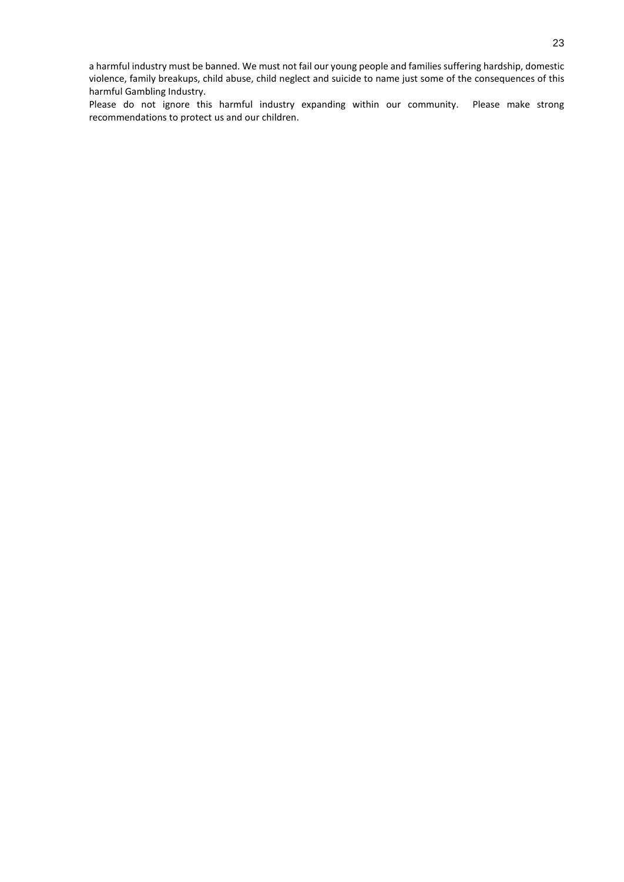a harmful industry must be banned. We must not fail our young people and families suffering hardship, domestic violence, family breakups, child abuse, child neglect and suicide to name just some of the consequences of this harmful Gambling Industry.

Please do not ignore this harmful industry expanding within our community. Please make strong recommendations to protect us and our children.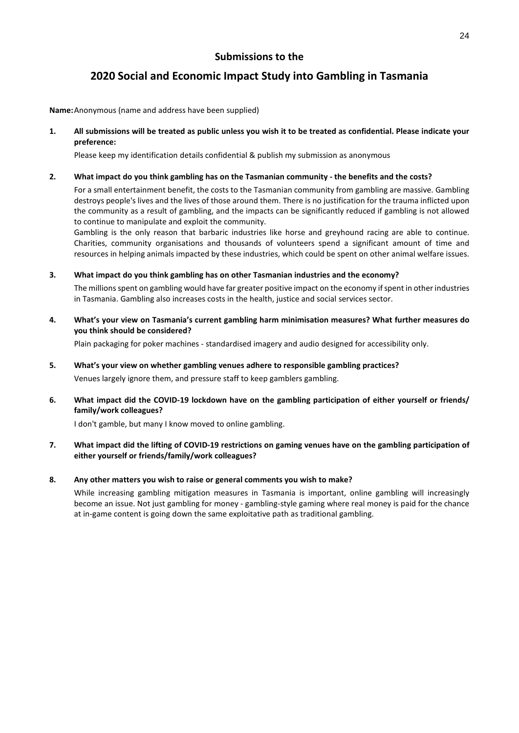## Submissions to the

# 2020 Social and Economic Impact Study into Gambling in Tasmania

**Name:** Anonymous (name and address have been supplied)

**1. All submissions will be treated as public unless you wish it to be treated as confidential. Please indicate your preference:**

Please keep my identification details confidential & publish my submission as anonymous

**2. What impact do you think gambling has on the Tasmanian community - the benefits and the costs?**

For a small entertainment benefit, the costs to the Tasmanian community from gambling are massive. Gambling destroys people's lives and the lives of those around them. There is no justification for the trauma inflicted upon the community as a result of gambling, and the impacts can be significantly reduced if gambling is not allowed to continue to manipulate and exploit the community.

Gambling is the only reason that barbaric industries like horse and greyhound racing are able to continue. Charities, community organisations and thousands of volunteers spend a significant amount of time and resources in helping animals impacted by these industries, which could be spent on other animal welfare issues.

**3. What impact do you think gambling has on other Tasmanian industries and the economy?**

The millions spent on gambling would have far greater positive impact on the economy if spent in other industries in Tasmania. Gambling also increases costs in the health, justice and social services sector.

**4. What's your view on Tasmania's current gambling harm minimisation measures? What further measures do you think should be considered?**

Plain packaging for poker machines - standardised imagery and audio designed for accessibility only.

**5. What's your view on whether gambling venues adhere to responsible gambling practices?**

Venues largely ignore them, and pressure staff to keep gamblers gambling.

**6. What impact did the COVID-19 lockdown have on the gambling participation of either yourself or friends/ family/work colleagues?**

I don't gamble, but many I know moved to online gambling.

**7. What impact did the lifting of COVID-19 restrictions on gaming venues have on the gambling participation of either yourself or friends/family/work colleagues?**

**8. Any other matters you wish to raise or general comments you wish to make?**

While increasing gambling mitigation measures in Tasmania is important, online gambling will increasingly become an issue. Not just gambling for money - gambling-style gaming where real money is paid for the chance at in-game content is going down the same exploitative path as traditional gambling.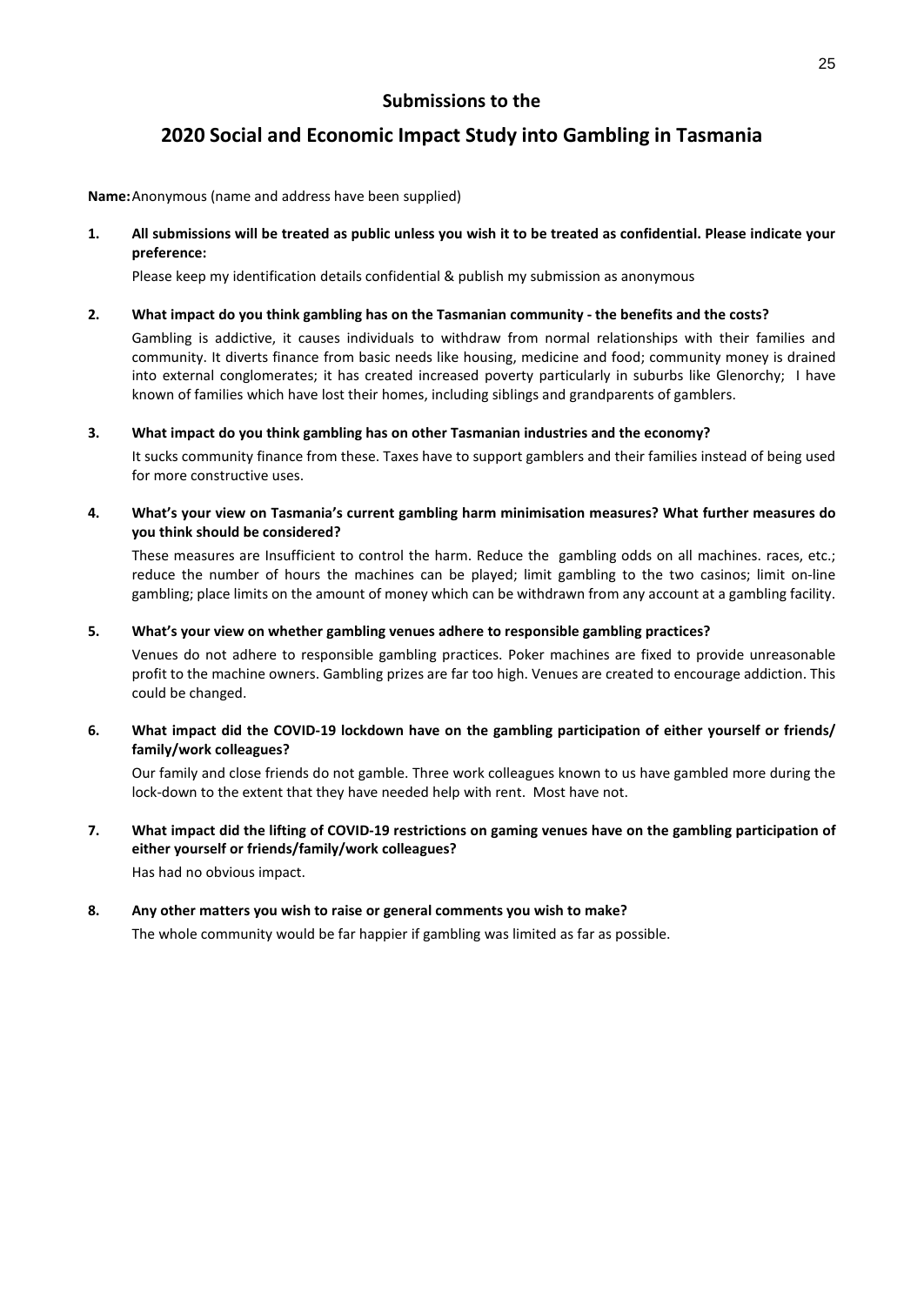## Submissions to the

# 2020 Social and Economic Impact Study into Gambling in Tasmania

**Name:** Anonymous (name and address have been supplied)

1. **All submissions will be treated as public unless you wish it to be treated as confidential. Please indicate your preference:**

   Please keep my identification details confidential & publish my submission as anonymous

2. **What impact do you think gambling has on the Tasmanian community - the benefits and the costs?**

   Gambling is addictive, it causes individuals to withdraw from normal relationships with their families and community. It diverts finance from basic needs like housing, medicine and food; community money is drained into external conglomerates; it has created increased poverty particularly in suburbs like Glenorchy; I have known of families which have lost their homes, including siblings and grandparents of gamblers.

3. **What impact do you think gambling has on other Tasmanian industries and the economy?**

   It sucks community finance from these. Taxes have to support gamblers and their families instead of being used for more constructive uses.

4. **What's your view on Tasmania's current gambling harm minimisation measures? What further measures do you think should be considered?**

   These measures are Insufficient to control the harm. Reduce the gambling odds on all machines. races, etc.; reduce the number of hours the machines can be played; limit gambling to the two casinos; limit on-line gambling; place limits on the amount of money which can be withdrawn from any account at a gambling facility.

5. **What's your view on whether gambling venues adhere to responsible gambling practices?**

   Venues do not adhere to responsible gambling practices. Poker machines are fixed to provide unreasonable profit to the machine owners. Gambling prizes are far too high. Venues are created to encourage addiction. This could be changed.

6. **What impact did the COVID-19 lockdown have on the gambling participation of either yourself or friends/ family/work colleagues?**

   Our family and close friends do not gamble. Three work colleagues known to us have gambled more during the lock-down to the extent that they have needed help with rent. Most have not.

7. **What impact did the lifting of COVID-19 restrictions on gaming venues have on the gambling participation of either yourself or friends/family/work colleagues?**

   Has had no obvious impact.

8. **Any other matters you wish to raise or general comments you wish to make?**

   The whole community would be far happier if gambling was limited as far as possible.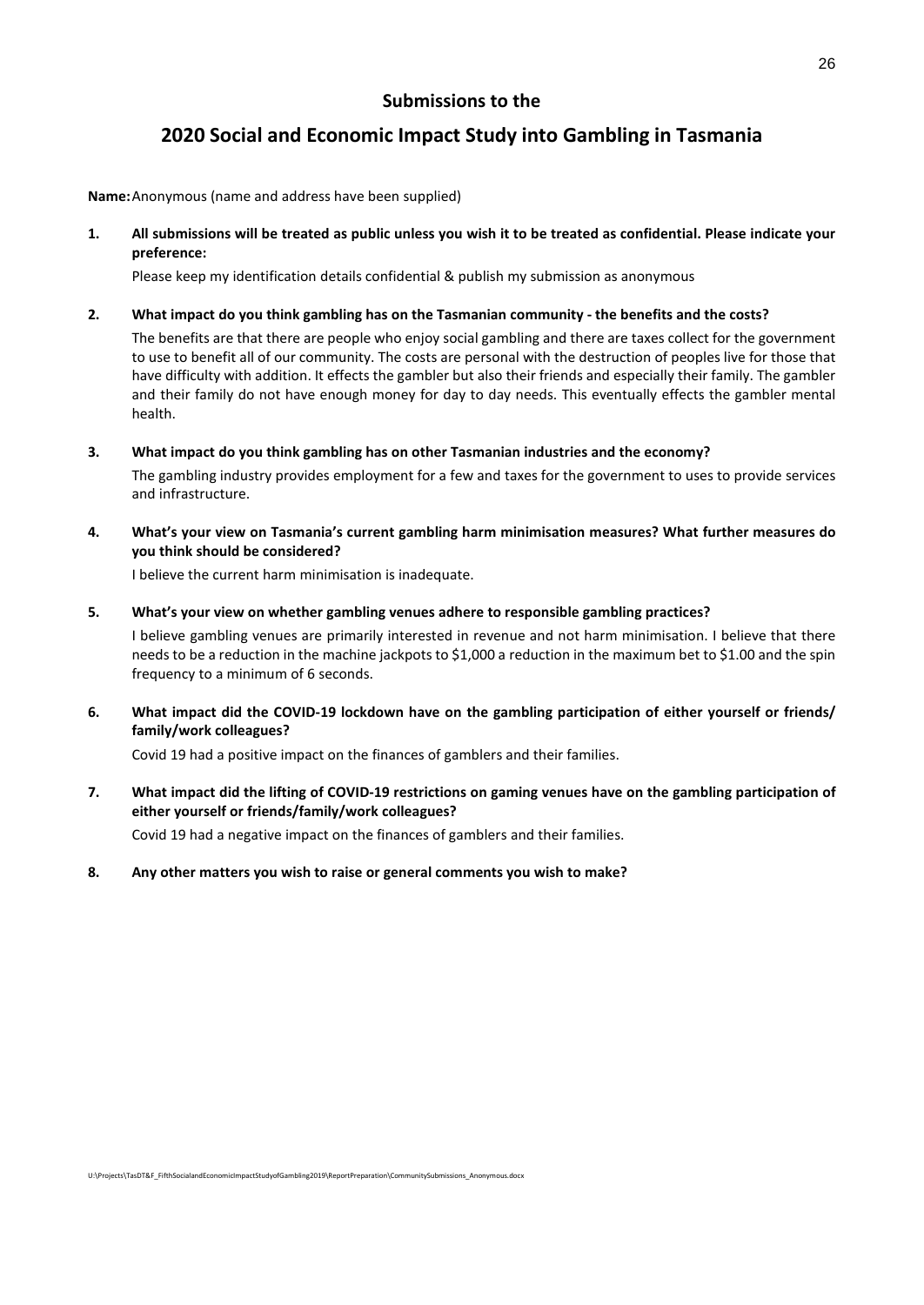## Submissions to the

# 2020 Social and Economic Impact Study into Gambling in Tasmania

**Name:** Anonymous (name and address have been supplied)

1. **All submissions will be treated as public unless you wish it to be treated as confidential. Please indicate your preference:**

   Please keep my identification details confidential & publish my submission as anonymous

2. **What impact do you think gambling has on the Tasmanian community - the benefits and the costs?**

   The benefits are that there are people who enjoy social gambling and there are taxes collect for the government to use to benefit all of our community. The costs are personal with the destruction of peoples live for those that have difficulty with addition. It effects the gambler but also their friends and especially their family. The gambler and their family do not have enough money for day to day needs. This eventually effects the gambler mental health.

3. **What impact do you think gambling has on other Tasmanian industries and the economy?**

   The gambling industry provides employment for a few and taxes for the government to uses to provide services and infrastructure.

4. **What's your view on Tasmania's current gambling harm minimisation measures? What further measures do you think should be considered?**

   I believe the current harm minimisation is inadequate.

5. **What's your view on whether gambling venues adhere to responsible gambling practices?**

   I believe gambling venues are primarily interested in revenue and not harm minimisation. I believe that there needs to be a reduction in the machine jackpots to $1,000 a reduction in the maximum bet to $1.00 and the spin frequency to a minimum of 6 seconds.

6. **What impact did the COVID-19 lockdown have on the gambling participation of either yourself or friends/ family/work colleagues?**

   Covid 19 had a positive impact on the finances of gamblers and their families.

7. **What impact did the lifting of COVID-19 restrictions on gaming venues have on the gambling participation of either yourself or friends/family/work colleagues?**

   Covid 19 had a negative impact on the finances of gamblers and their families.

8. **Any other matters you wish to raise or general comments you wish to make?**

U:\Projects\TasDT&F_FifthSocialandEconomicImpactStudyofGambling2019\ReportPreparation\CommunitySubmissions_Anonymous.docx